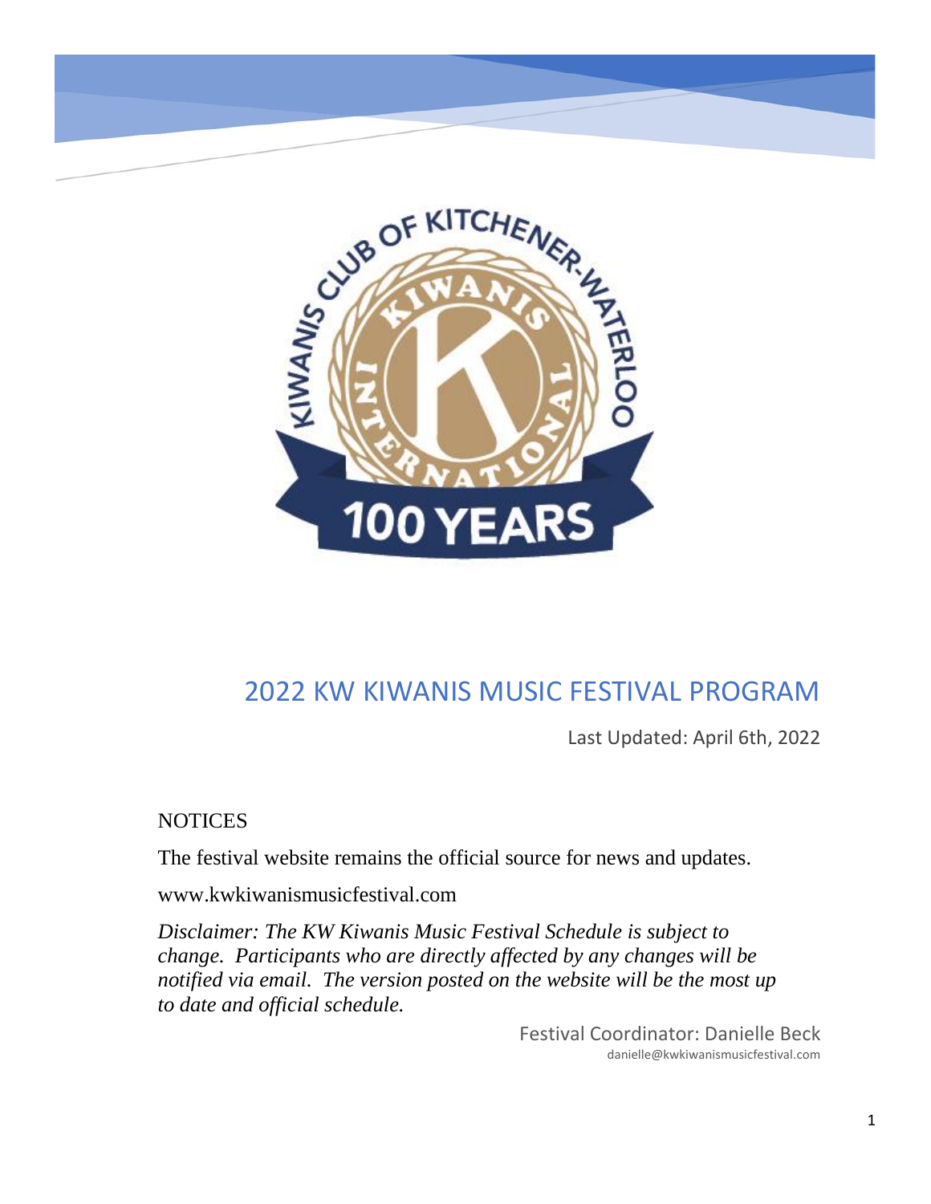# 2022 KW KIWANIS MUSIC FESTIVAL PROGRAM

Last Updated: April 6th, 2022

## NOTICES

The festival website remains the official source for news and updates.

www.kwkiwanismusicfestival.com

*Disclaimer: The KW Kiwanis Music Festival Schedule is subject to change. Participants who are directly affected by any changes will be notified via email. The version posted on the website will be the most up to date and official schedule.*

Festival Coordinator: Danielle Beck
danielle@kwkiwanismusicfestival.com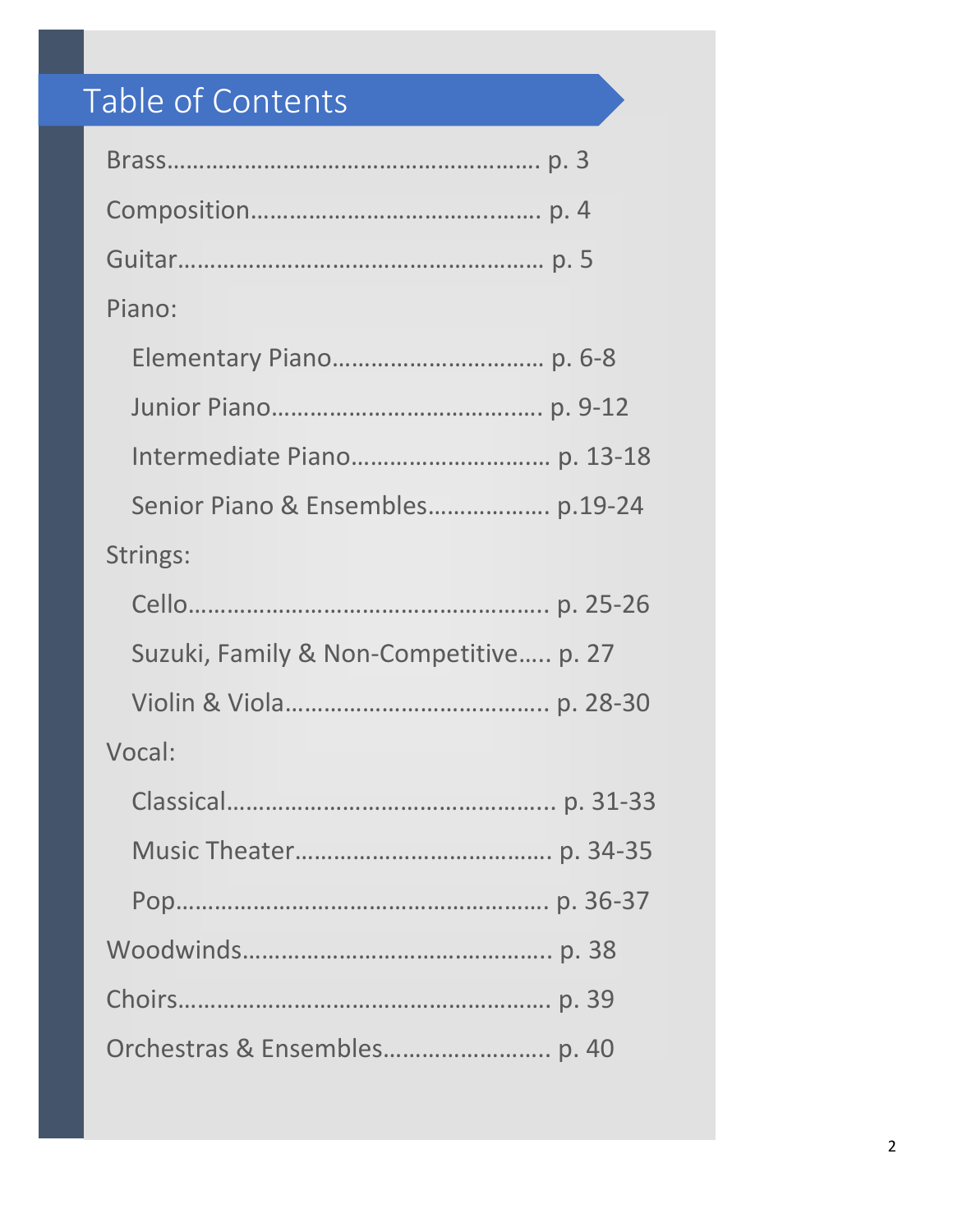# Table of Contents

Brass……………………………………………… p. 3

Composition………………………………….…. p. 4

Guitar……………………………………………… p. 5

Piano:

- Elementary Piano…………………………… p. 6-8
- Junior Piano……………………………….…. p. 9-12
- Intermediate Piano………………………… p. 13-18
- Senior Piano & Ensembles……………… p.19-24

Strings:

- Cello………………………………………….…. p. 25-26
- Suzuki, Family & Non-Competitive….. p. 27
- Violin & Viola………………………………… p. 28-30

Vocal:

- Classical…………………………………………. p. 31-33
- Music Theater………………………………… p. 34-35
- Pop………………………………………………. p. 36-37

Woodwinds……………………………………… p. 38

Choirs……………………………………………… p. 39

Orchestras & Ensembles……………………. p. 40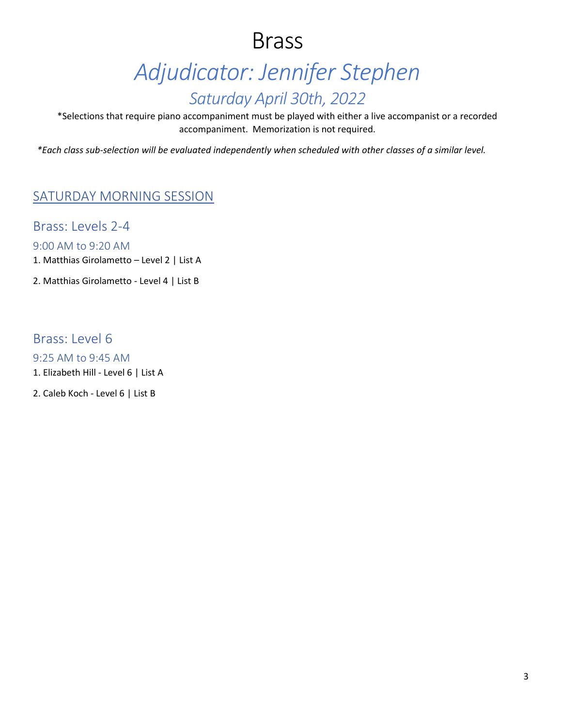# Brass

## *Adjudicator: Jennifer Stephen*

### *Saturday April 30th, 2022*

*Selections that require piano accompaniment must be played with either a live accompanist or a recorded accompaniment. Memorization is not required.

*\*Each class sub-selection will be evaluated independently when scheduled with other classes of a similar level.*

## SATURDAY MORNING SESSION

### Brass: Levels 2-4

#### 9:00 AM to 9:20 AM

1. Matthias Girolametto – Level 2 | List A
2. Matthias Girolametto - Level 4 | List B

### Brass: Level 6

#### 9:25 AM to 9:45 AM

1. Elizabeth Hill - Level 6 | List A
2. Caleb Koch - Level 6 | List B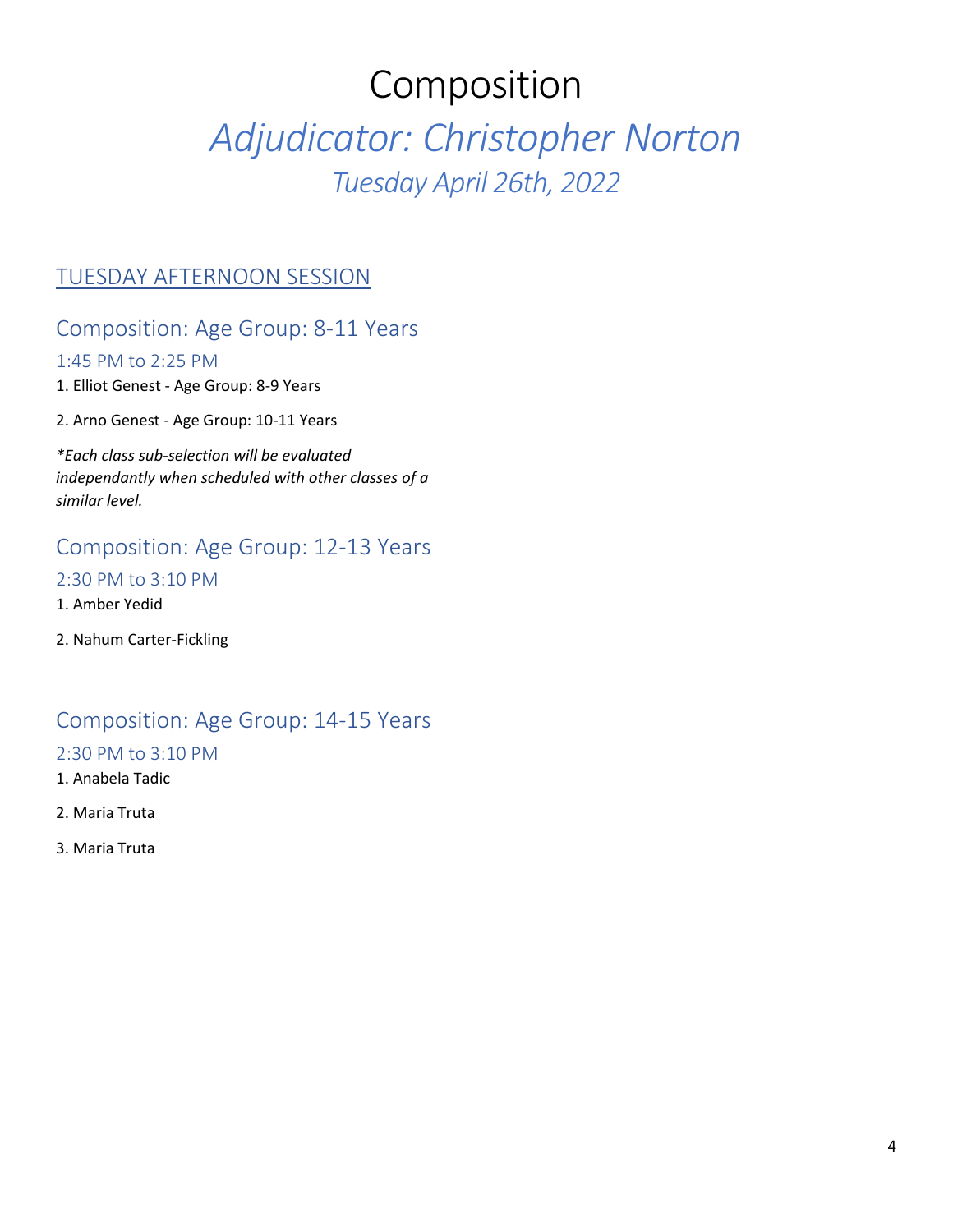# Composition

## *Adjudicator: Christopher Norton*

### *Tuesday April 26th, 2022*

## TUESDAY AFTERNOON SESSION

### Composition: Age Group: 8-11 Years

#### 1:45 PM to 2:25 PM

1. Elliot Genest - Age Group: 8-9 Years
2. Arno Genest - Age Group: 10-11 Years

*\*Each class sub-selection will be evaluated independantly when scheduled with other classes of a similar level.*

### Composition: Age Group: 12-13 Years

#### 2:30 PM to 3:10 PM

1. Amber Yedid
2. Nahum Carter-Fickling

### Composition: Age Group: 14-15 Years

#### 2:30 PM to 3:10 PM

1. Anabela Tadic
2. Maria Truta
3. Maria Truta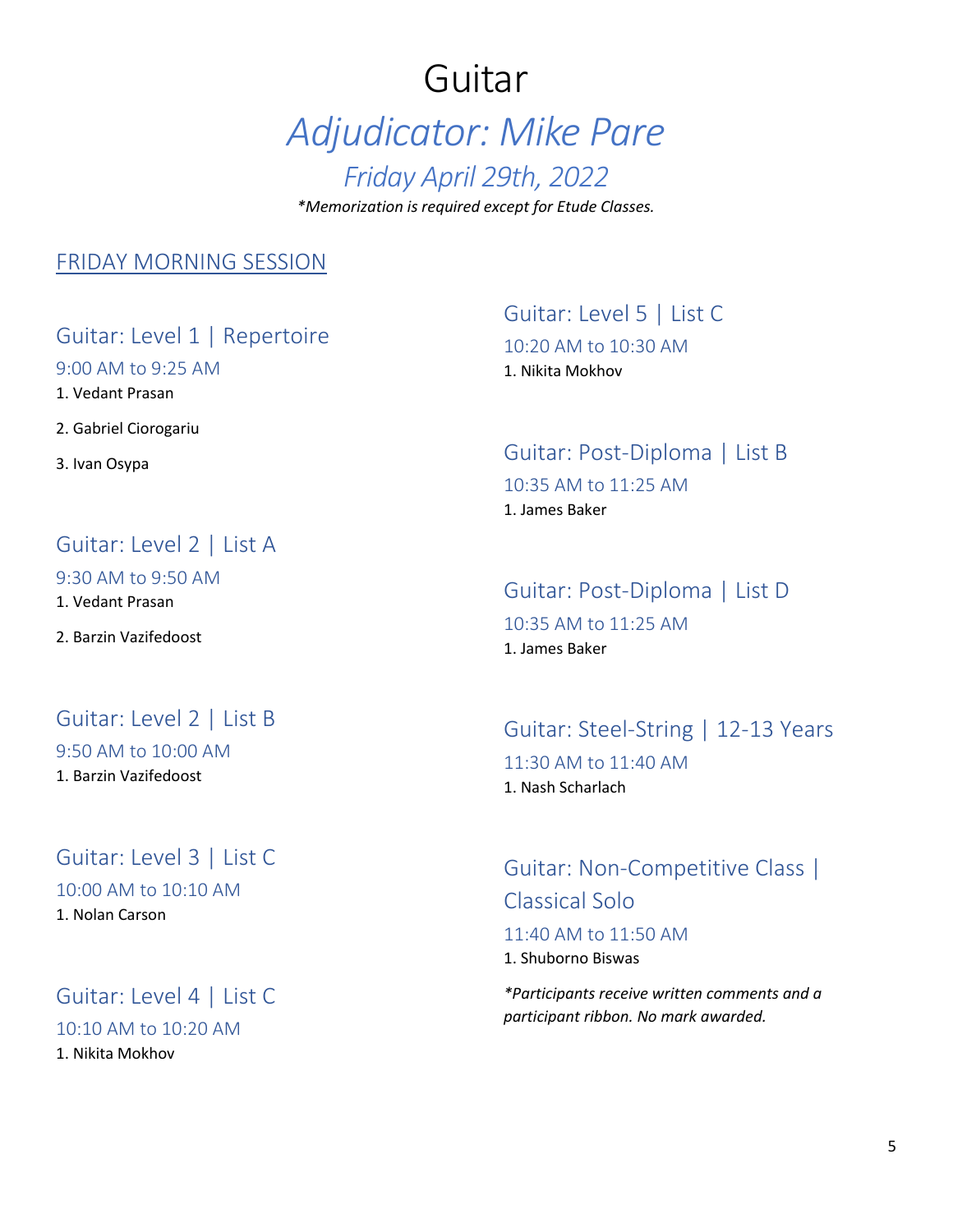# Guitar

## *Adjudicator: Mike Pare*

### *Friday April 29th, 2022*

*\*Memorization is required except for Etude Classes.*

## FRIDAY MORNING SESSION

### Guitar: Level 1 | Repertoire

9:00 AM to 9:25 AM

1. Vedant Prasan
2. Gabriel Ciorogariu
3. Ivan Osypa

### Guitar: Level 2 | List A

9:30 AM to 9:50 AM

1. Vedant Prasan
2. Barzin Vazifedoost

### Guitar: Level 2 | List B

9:50 AM to 10:00 AM

1. Barzin Vazifedoost

### Guitar: Level 3 | List C

10:00 AM to 10:10 AM

1. Nolan Carson

### Guitar: Level 4 | List C

10:10 AM to 10:20 AM

1. Nikita Mokhov

### Guitar: Level 5 | List C

10:20 AM to 10:30 AM

1. Nikita Mokhov

### Guitar: Post-Diploma | List B

10:35 AM to 11:25 AM

1. James Baker

### Guitar: Post-Diploma | List D

10:35 AM to 11:25 AM

1. James Baker

### Guitar: Steel-String | 12-13 Years

11:30 AM to 11:40 AM

1. Nash Scharlach

### Guitar: Non-Competitive Class | Classical Solo

11:40 AM to 11:50 AM

1. Shuborno Biswas

*\*Participants receive written comments and a participant ribbon. No mark awarded.*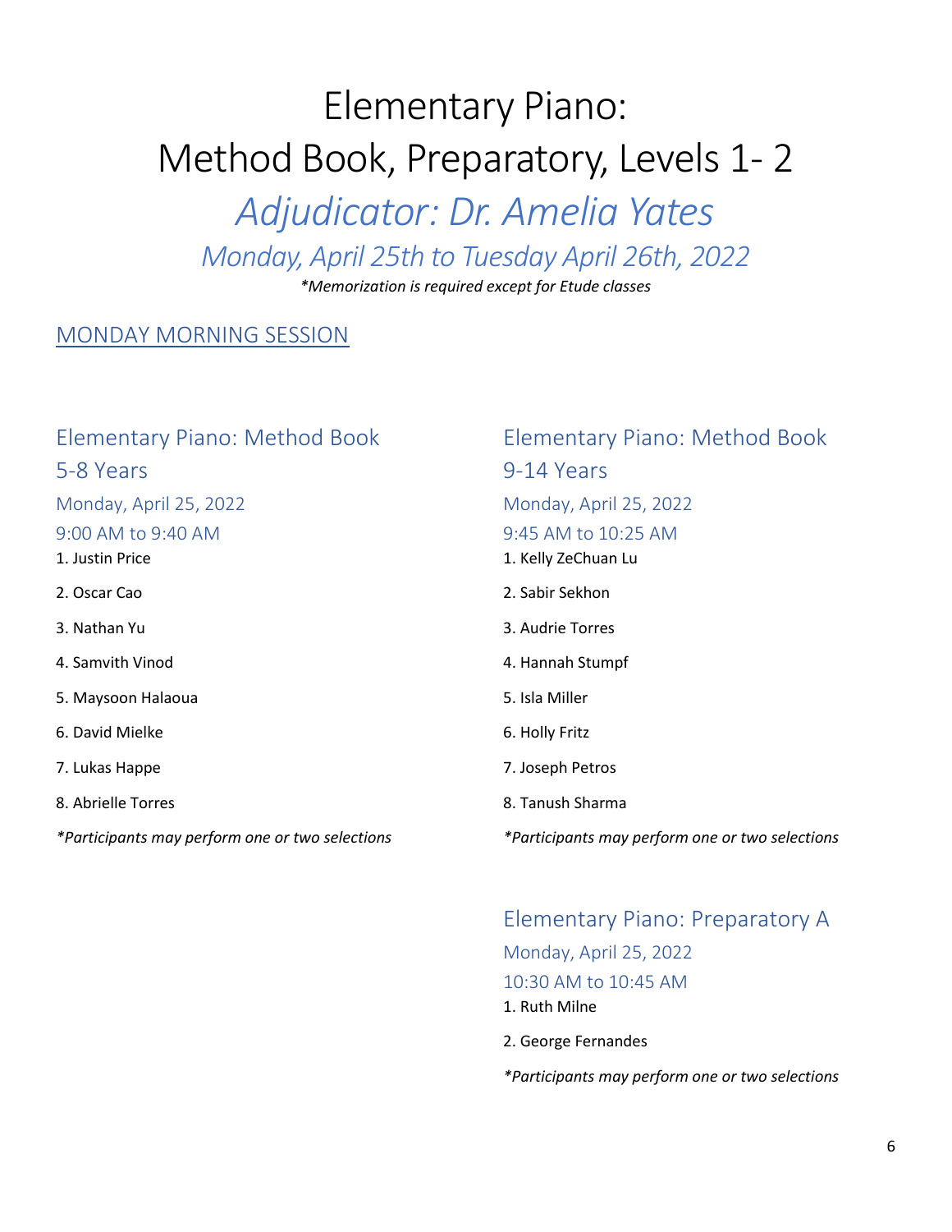# Elementary Piano:
# Method Book, Preparatory, Levels 1- 2

## *Adjudicator: Dr. Amelia Yates*

### *Monday, April 25th to Tuesday April 26th, 2022*

***Memorization is required except for Etude classes*

## MONDAY MORNING SESSION

### Elementary Piano: Method Book 5-8 Years

Monday, April 25, 2022
9:00 AM to 9:40 AM

1. Justin Price
2. Oscar Cao
3. Nathan Yu
4. Samvith Vinod
5. Maysoon Halaoua
6. David Mielke
7. Lukas Happe
8. Abrielle Torres

**Participants may perform one or two selections*

### Elementary Piano: Method Book 9-14 Years

Monday, April 25, 2022
9:45 AM to 10:25 AM

1. Kelly ZeChuan Lu
2. Sabir Sekhon
3. Audrie Torres
4. Hannah Stumpf
5. Isla Miller
6. Holly Fritz
7. Joseph Petros
8. Tanush Sharma

**Participants may perform one or two selections*

### Elementary Piano: Preparatory A

Monday, April 25, 2022
10:30 AM to 10:45 AM

1. Ruth Milne
2. George Fernandes

**Participants may perform one or two selections*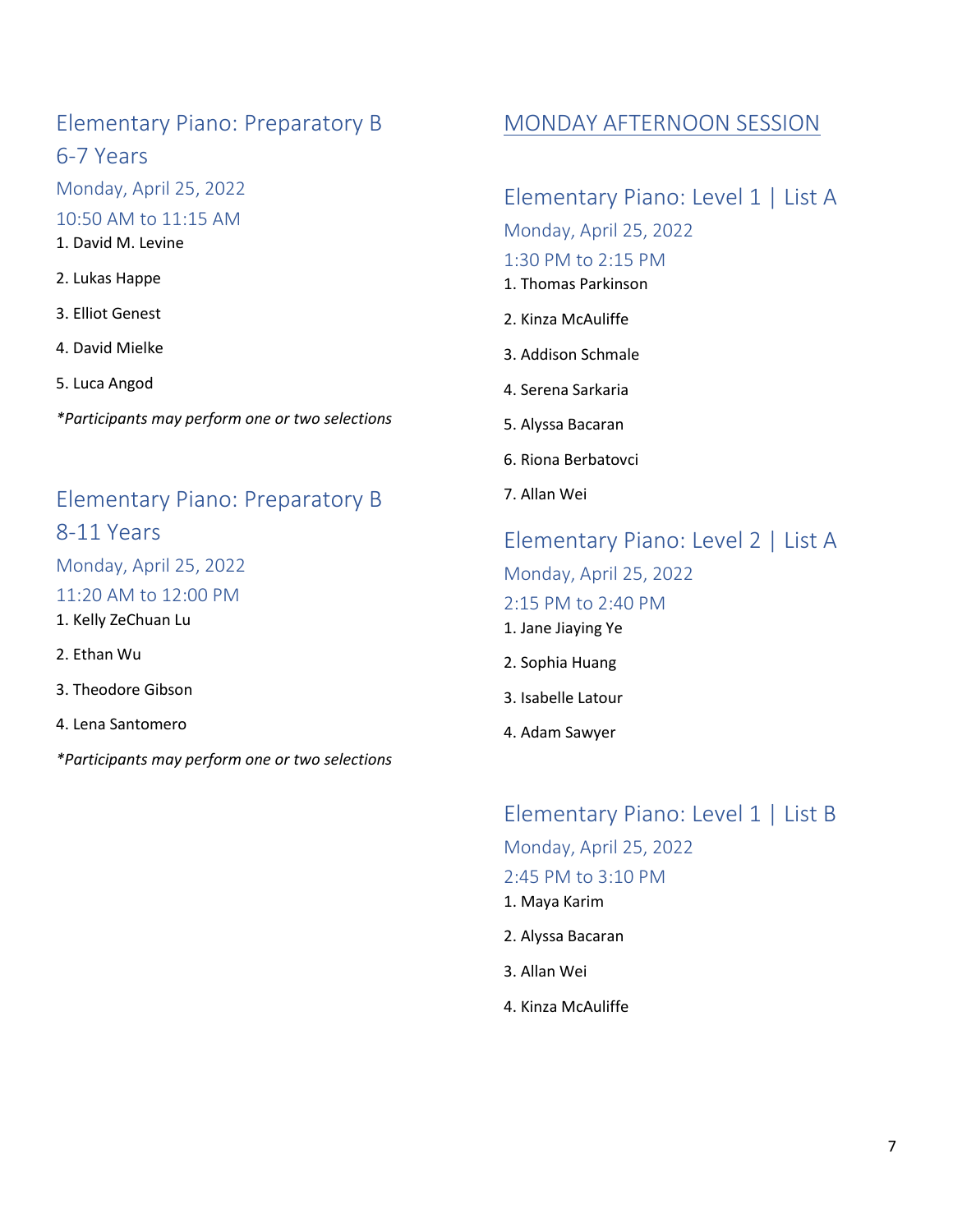## Elementary Piano: Preparatory B 6-7 Years

Monday, April 25, 2022

10:50 AM to 11:15 AM

1. David M. Levine
2. Lukas Happe
3. Elliot Genest
4. David Mielke
5. Luca Angod

*\*Participants may perform one or two selections*

## Elementary Piano: Preparatory B 8-11 Years

Monday, April 25, 2022

11:20 AM to 12:00 PM

1. Kelly ZeChuan Lu
2. Ethan Wu
3. Theodore Gibson
4. Lena Santomero

*\*Participants may perform one or two selections*

# MONDAY AFTERNOON SESSION

## Elementary Piano: Level 1 | List A

Monday, April 25, 2022

1:30 PM to 2:15 PM

1. Thomas Parkinson
2. Kinza McAuliffe
3. Addison Schmale
4. Serena Sarkaria
5. Alyssa Bacaran
6. Riona Berbatovci
7. Allan Wei

## Elementary Piano: Level 2 | List A

Monday, April 25, 2022

2:15 PM to 2:40 PM

1. Jane Jiaying Ye
2. Sophia Huang
3. Isabelle Latour
4. Adam Sawyer

## Elementary Piano: Level 1 | List B

Monday, April 25, 2022

2:45 PM to 3:10 PM

1. Maya Karim
2. Alyssa Bacaran
3. Allan Wei
4. Kinza McAuliffe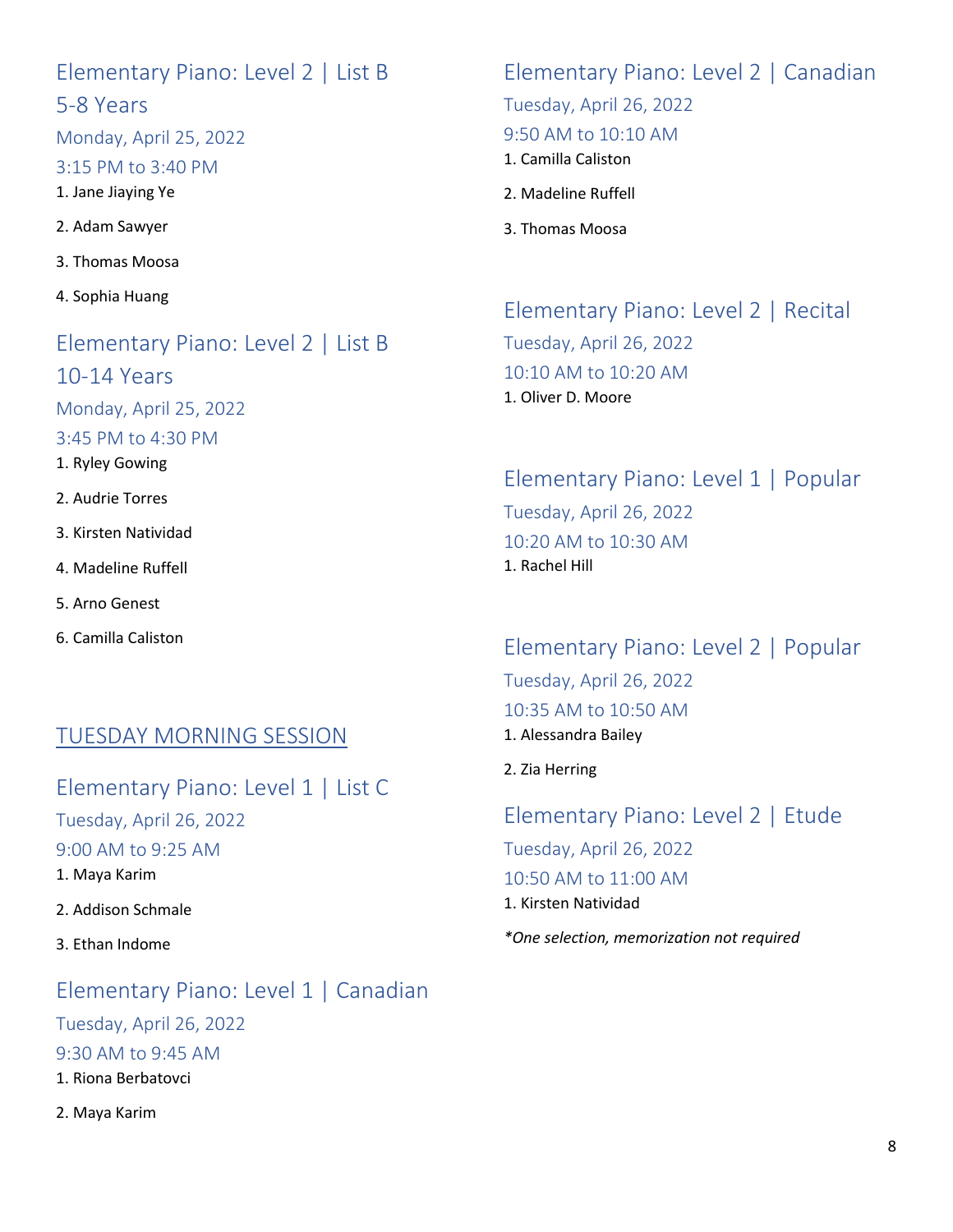## Elementary Piano: Level 2 | List B 5-8 Years

Monday, April 25, 2022

3:15 PM to 3:40 PM

1. Jane Jiaying Ye
2. Adam Sawyer
3. Thomas Moosa
4. Sophia Huang

## Elementary Piano: Level 2 | List B 10-14 Years

Monday, April 25, 2022

3:45 PM to 4:30 PM

1. Ryley Gowing
2. Audrie Torres
3. Kirsten Natividad
4. Madeline Ruffell
5. Arno Genest
6. Camilla Caliston

# TUESDAY MORNING SESSION

## Elementary Piano: Level 1 | List C

Tuesday, April 26, 2022

9:00 AM to 9:25 AM

1. Maya Karim
2. Addison Schmale
3. Ethan Indome

## Elementary Piano: Level 1 | Canadian

Tuesday, April 26, 2022

9:30 AM to 9:45 AM

1. Riona Berbatovci
2. Maya Karim

## Elementary Piano: Level 2 | Canadian

Tuesday, April 26, 2022

9:50 AM to 10:10 AM

1. Camilla Caliston
2. Madeline Ruffell
3. Thomas Moosa

## Elementary Piano: Level 2 | Recital

Tuesday, April 26, 2022

10:10 AM to 10:20 AM

1. Oliver D. Moore

## Elementary Piano: Level 1 | Popular

Tuesday, April 26, 2022

10:20 AM to 10:30 AM

1. Rachel Hill

## Elementary Piano: Level 2 | Popular

Tuesday, April 26, 2022

10:35 AM to 10:50 AM

1. Alessandra Bailey
2. Zia Herring

## Elementary Piano: Level 2 | Etude

Tuesday, April 26, 2022

10:50 AM to 11:00 AM

1. Kirsten Natividad

*\*One selection, memorization not required*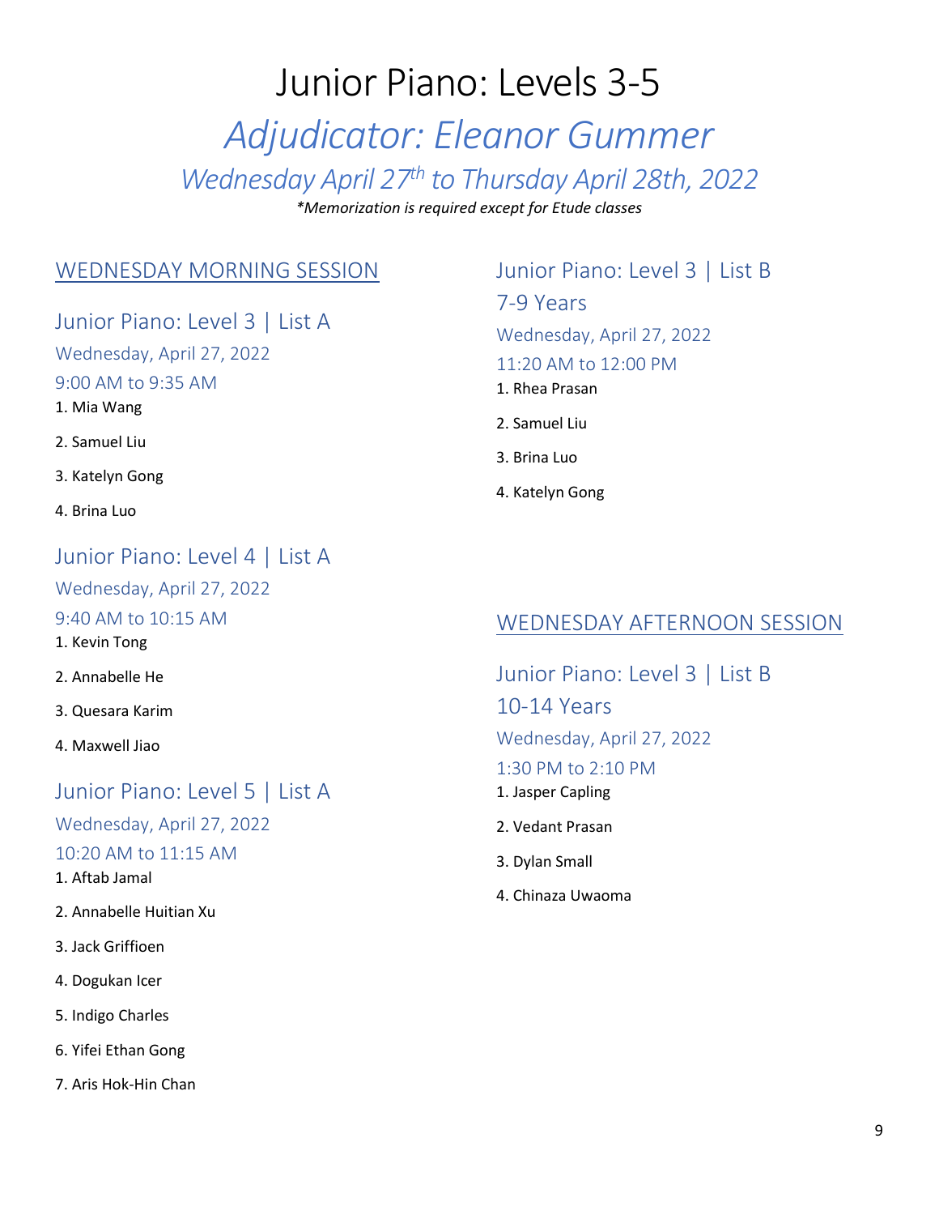# Junior Piano: Levels 3-5

## *Adjudicator: Eleanor Gummer*

### *Wednesday April 27th to Thursday April 28th, 2022*

***Memorization is required except for Etude classes***

## WEDNESDAY MORNING SESSION

### Junior Piano: Level 3 | List A

Wednesday, April 27, 2022

9:00 AM to 9:35 AM

1. Mia Wang
2. Samuel Liu
3. Katelyn Gong
4. Brina Luo

### Junior Piano: Level 4 | List A

Wednesday, April 27, 2022

9:40 AM to 10:15 AM

1. Kevin Tong
2. Annabelle He
3. Quesara Karim
4. Maxwell Jiao

### Junior Piano: Level 5 | List A

Wednesday, April 27, 2022

10:20 AM to 11:15 AM

1. Aftab Jamal
2. Annabelle Huitian Xu
3. Jack Griffioen
4. Dogukan Icer
5. Indigo Charles
6. Yifei Ethan Gong
7. Aris Hok-Hin Chan

### Junior Piano: Level 3 | List B 7-9 Years

Wednesday, April 27, 2022

11:20 AM to 12:00 PM

1. Rhea Prasan
2. Samuel Liu
3. Brina Luo
4. Katelyn Gong

## WEDNESDAY AFTERNOON SESSION

### Junior Piano: Level 3 | List B 10-14 Years

Wednesday, April 27, 2022

1:30 PM to 2:10 PM

1. Jasper Capling
2. Vedant Prasan
3. Dylan Small
4. Chinaza Uwaoma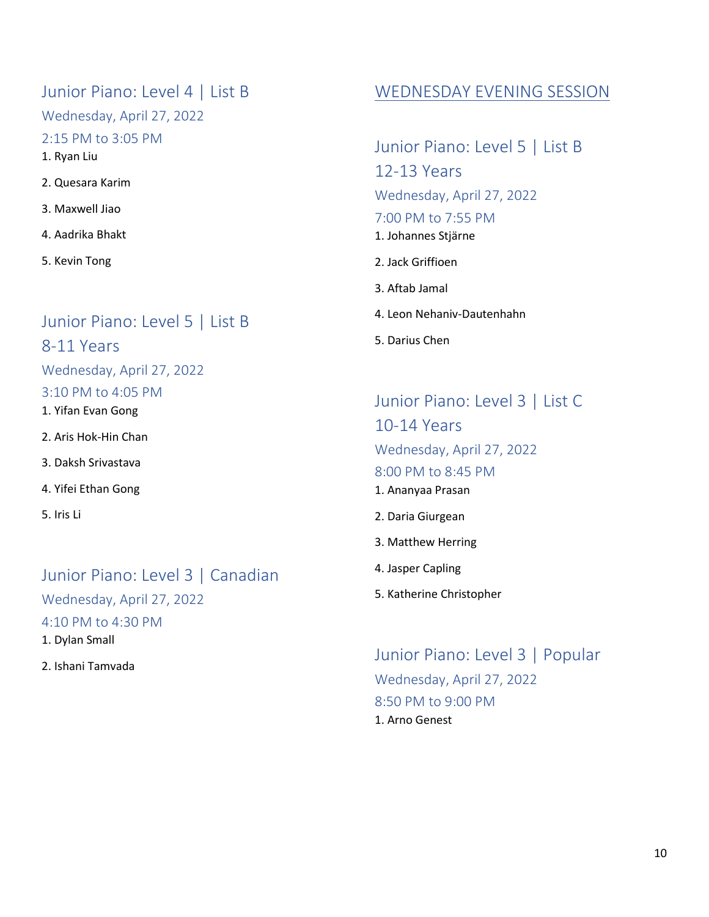## Junior Piano: Level 4 | List B

Wednesday, April 27, 2022

2:15 PM to 3:05 PM

1. Ryan Liu
2. Quesara Karim
3. Maxwell Jiao
4. Aadrika Bhakt
5. Kevin Tong

## Junior Piano: Level 5 | List B
## 8-11 Years

Wednesday, April 27, 2022

3:10 PM to 4:05 PM

1. Yifan Evan Gong
2. Aris Hok-Hin Chan
3. Daksh Srivastava
4. Yifei Ethan Gong
5. Iris Li

## Junior Piano: Level 3 | Canadian

Wednesday, April 27, 2022

4:10 PM to 4:30 PM

1. Dylan Small
2. Ishani Tamvada

# WEDNESDAY EVENING SESSION

## Junior Piano: Level 5 | List B
## 12-13 Years

Wednesday, April 27, 2022

7:00 PM to 7:55 PM

1. Johannes Stjärne
2. Jack Griffioen
3. Aftab Jamal
4. Leon Nehaniv-Dautenhahn
5. Darius Chen

## Junior Piano: Level 3 | List C
## 10-14 Years

Wednesday, April 27, 2022

8:00 PM to 8:45 PM

1. Ananyaa Prasan
2. Daria Giurgean
3. Matthew Herring
4. Jasper Capling
5. Katherine Christopher

## Junior Piano: Level 3 | Popular

Wednesday, April 27, 2022

8:50 PM to 9:00 PM

1. Arno Genest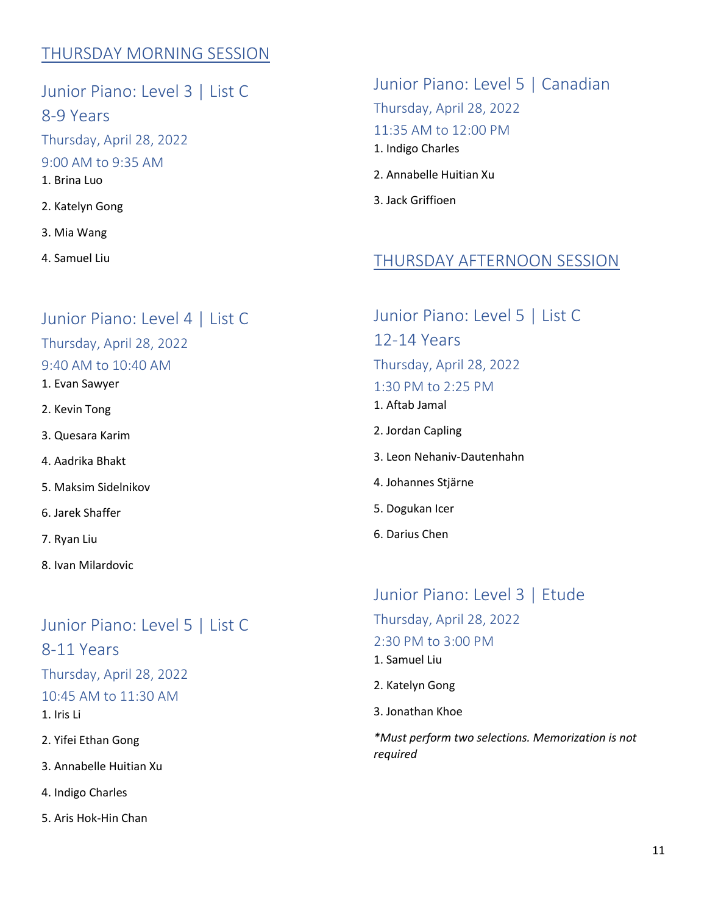## THURSDAY MORNING SESSION

### Junior Piano: Level 3 | List C
### 8-9 Years

Thursday, April 28, 2022

9:00 AM to 9:35 AM

1. Brina Luo
2. Katelyn Gong
3. Mia Wang
4. Samuel Liu

### Junior Piano: Level 4 | List C

Thursday, April 28, 2022

9:40 AM to 10:40 AM

1. Evan Sawyer
2. Kevin Tong
3. Quesara Karim
4. Aadrika Bhakt
5. Maksim Sidelnikov
6. Jarek Shaffer
7. Ryan Liu
8. Ivan Milardovic

### Junior Piano: Level 5 | List C
### 8-11 Years

Thursday, April 28, 2022

10:45 AM to 11:30 AM

1. Iris Li
2. Yifei Ethan Gong
3. Annabelle Huitian Xu
4. Indigo Charles
5. Aris Hok-Hin Chan

### Junior Piano: Level 5 | Canadian

Thursday, April 28, 2022

11:35 AM to 12:00 PM

1. Indigo Charles
2. Annabelle Huitian Xu
3. Jack Griffioen

## THURSDAY AFTERNOON SESSION

### Junior Piano: Level 5 | List C
### 12-14 Years

Thursday, April 28, 2022

1:30 PM to 2:25 PM

1. Aftab Jamal
2. Jordan Capling
3. Leon Nehaniv-Dautenhahn
4. Johannes Stjärne
5. Dogukan Icer
6. Darius Chen

### Junior Piano: Level 3 | Etude

Thursday, April 28, 2022

2:30 PM to 3:00 PM

1. Samuel Liu
2. Katelyn Gong
3. Jonathan Khoe

*\*Must perform two selections. Memorization is not required*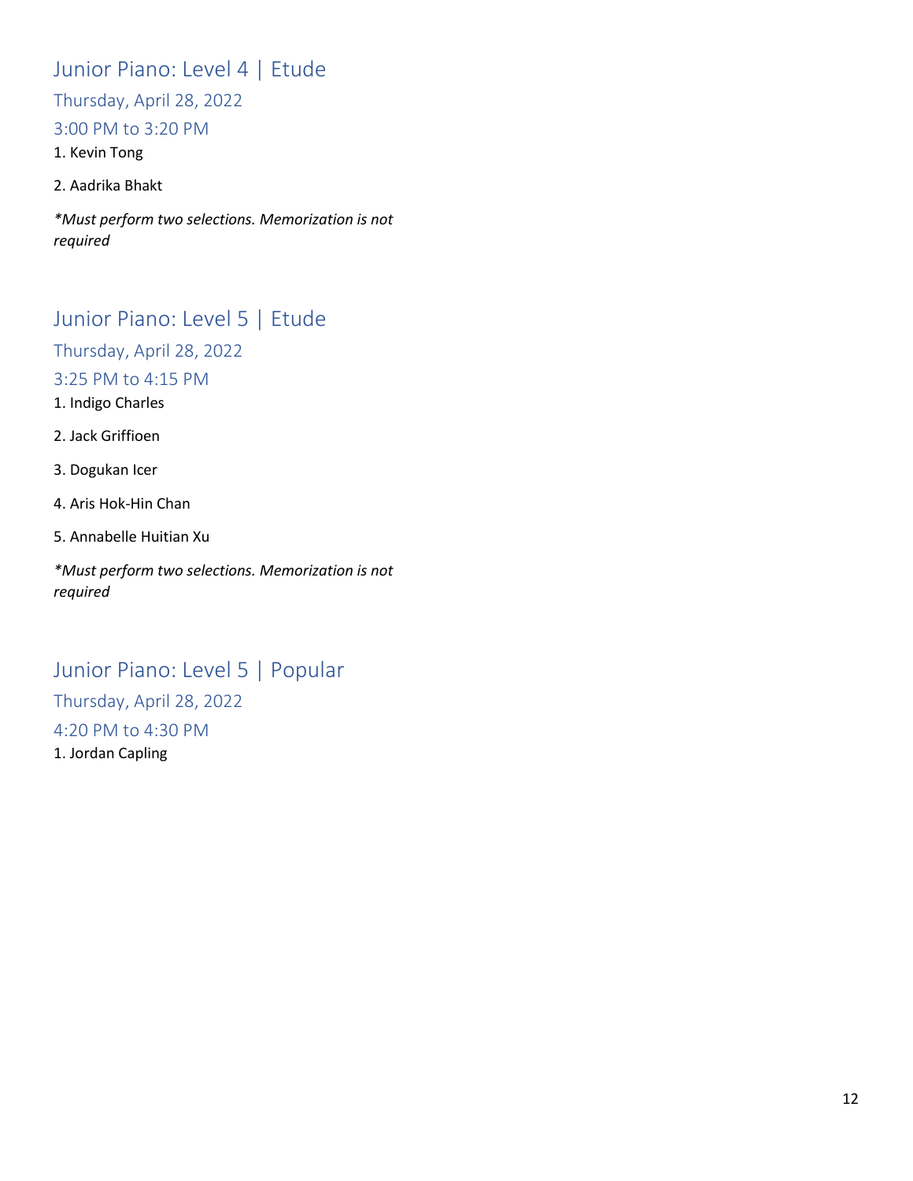## Junior Piano: Level 4 | Etude

### Thursday, April 28, 2022

### 3:00 PM to 3:20 PM

1. Kevin Tong

2. Aadrika Bhakt

*\*Must perform two selections. Memorization is not required*

## Junior Piano: Level 5 | Etude

### Thursday, April 28, 2022

### 3:25 PM to 4:15 PM

1. Indigo Charles

2. Jack Griffioen

3. Dogukan Icer

4. Aris Hok-Hin Chan

5. Annabelle Huitian Xu

*\*Must perform two selections. Memorization is not required*

## Junior Piano: Level 5 | Popular

### Thursday, April 28, 2022

### 4:20 PM to 4:30 PM

1. Jordan Capling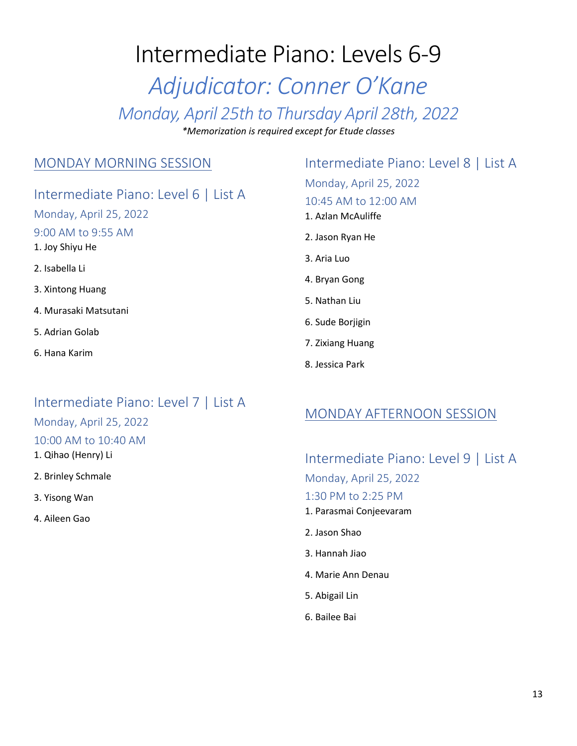# Intermediate Piano: Levels 6-9

## *Adjudicator: Conner O'Kane*

### *Monday, April 25th to Thursday April 28th, 2022*

*\*Memorization is required except for Etude classes*

## MONDAY MORNING SESSION

### Intermediate Piano: Level 6 | List A

Monday, April 25, 2022

9:00 AM to 9:55 AM

1. Joy Shiyu He
2. Isabella Li
3. Xintong Huang
4. Murasaki Matsutani
5. Adrian Golab
6. Hana Karim

### Intermediate Piano: Level 7 | List A

Monday, April 25, 2022

10:00 AM to 10:40 AM

1. Qihao (Henry) Li
2. Brinley Schmale
3. Yisong Wan
4. Aileen Gao

### Intermediate Piano: Level 8 | List A

Monday, April 25, 2022

10:45 AM to 12:00 AM

1. Azlan McAuliffe
2. Jason Ryan He
3. Aria Luo
4. Bryan Gong
5. Nathan Liu
6. Sude Borjigin
7. Zixiang Huang
8. Jessica Park

## MONDAY AFTERNOON SESSION

### Intermediate Piano: Level 9 | List A

Monday, April 25, 2022

1:30 PM to 2:25 PM

1. Parasmai Conjeevaram
2. Jason Shao
3. Hannah Jiao
4. Marie Ann Denau
5. Abigail Lin
6. Bailee Bai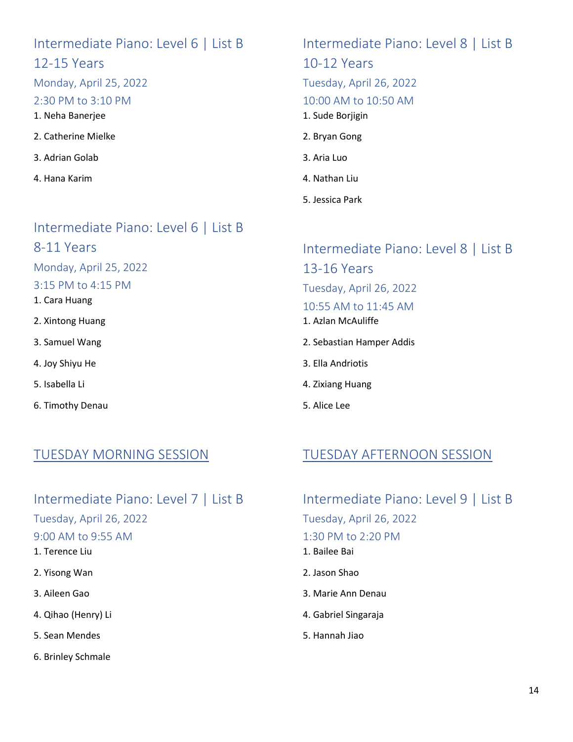## Intermediate Piano: Level 6 | List B 12-15 Years

Monday, April 25, 2022

2:30 PM to 3:10 PM

1. Neha Banerjee
2. Catherine Mielke
3. Adrian Golab
4. Hana Karim

## Intermediate Piano: Level 6 | List B 8-11 Years

Monday, April 25, 2022

3:15 PM to 4:15 PM

1. Cara Huang
2. Xintong Huang
3. Samuel Wang
4. Joy Shiyu He
5. Isabella Li
6. Timothy Denau

## TUESDAY MORNING SESSION

## Intermediate Piano: Level 7 | List B

Tuesday, April 26, 2022

9:00 AM to 9:55 AM

1. Terence Liu
2. Yisong Wan
3. Aileen Gao
4. Qihao (Henry) Li
5. Sean Mendes
6. Brinley Schmale

## Intermediate Piano: Level 8 | List B 10-12 Years

Tuesday, April 26, 2022

10:00 AM to 10:50 AM

1. Sude Borjigin
2. Bryan Gong
3. Aria Luo
4. Nathan Liu
5. Jessica Park

## Intermediate Piano: Level 8 | List B 13-16 Years

Tuesday, April 26, 2022

10:55 AM to 11:45 AM

1. Azlan McAuliffe
2. Sebastian Hamper Addis
3. Ella Andriotis
4. Zixiang Huang
5. Alice Lee

## TUESDAY AFTERNOON SESSION

## Intermediate Piano: Level 9 | List B

Tuesday, April 26, 2022

1:30 PM to 2:20 PM

1. Bailee Bai
2. Jason Shao
3. Marie Ann Denau
4. Gabriel Singaraja
5. Hannah Jiao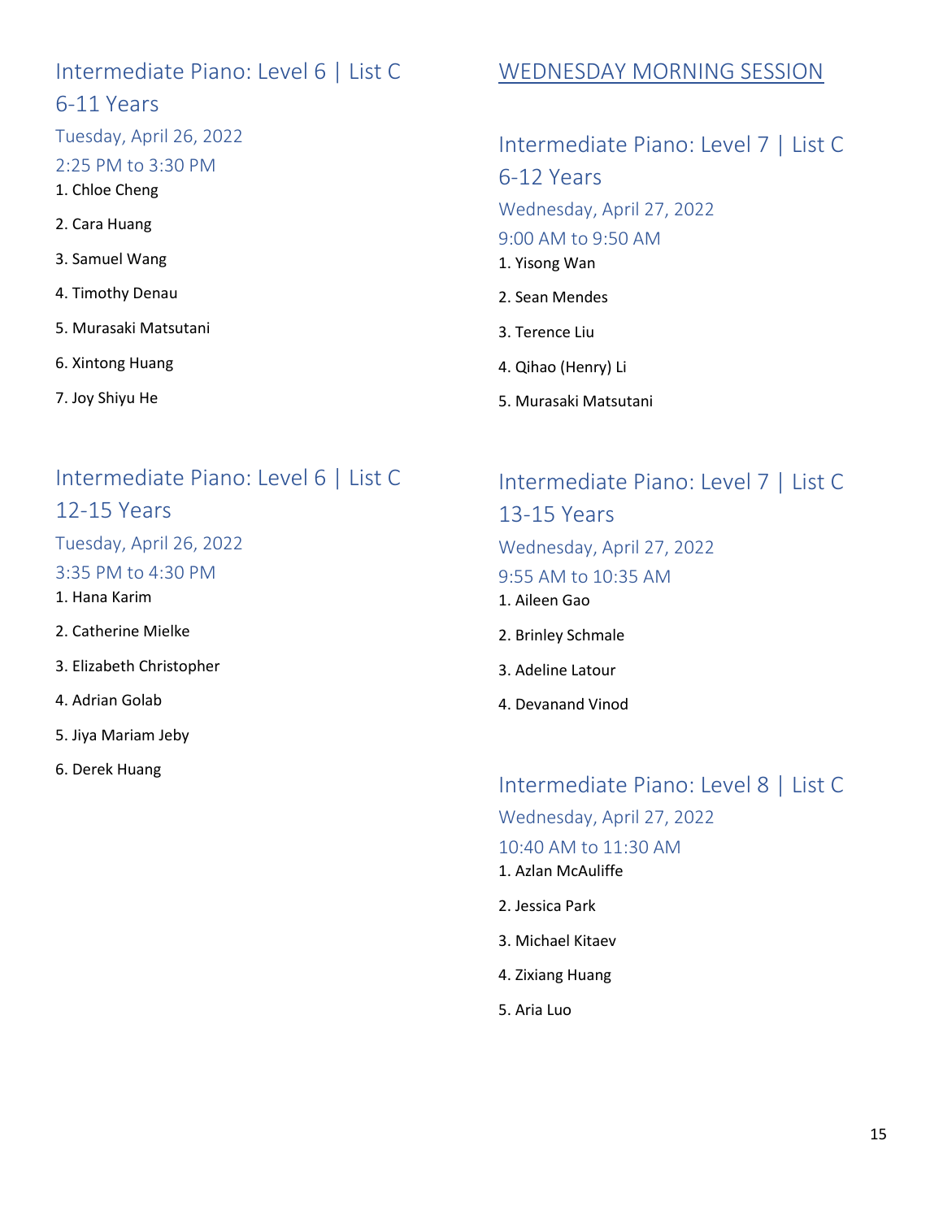## Intermediate Piano: Level 6 | List C 6-11 Years

Tuesday, April 26, 2022

2:25 PM to 3:30 PM

1. Chloe Cheng
2. Cara Huang
3. Samuel Wang
4. Timothy Denau
5. Murasaki Matsutani
6. Xintong Huang
7. Joy Shiyu He

## Intermediate Piano: Level 6 | List C 12-15 Years

Tuesday, April 26, 2022

3:35 PM to 4:30 PM

1. Hana Karim
2. Catherine Mielke
3. Elizabeth Christopher
4. Adrian Golab
5. Jiya Mariam Jeby
6. Derek Huang

# WEDNESDAY MORNING SESSION

## Intermediate Piano: Level 7 | List C 6-12 Years

Wednesday, April 27, 2022

9:00 AM to 9:50 AM

1. Yisong Wan
2. Sean Mendes
3. Terence Liu
4. Qihao (Henry) Li
5. Murasaki Matsutani

## Intermediate Piano: Level 7 | List C 13-15 Years

Wednesday, April 27, 2022

9:55 AM to 10:35 AM

1. Aileen Gao
2. Brinley Schmale
3. Adeline Latour
4. Devanand Vinod

## Intermediate Piano: Level 8 | List C

Wednesday, April 27, 2022

10:40 AM to 11:30 AM

1. Azlan McAuliffe
2. Jessica Park
3. Michael Kitaev
4. Zixiang Huang
5. Aria Luo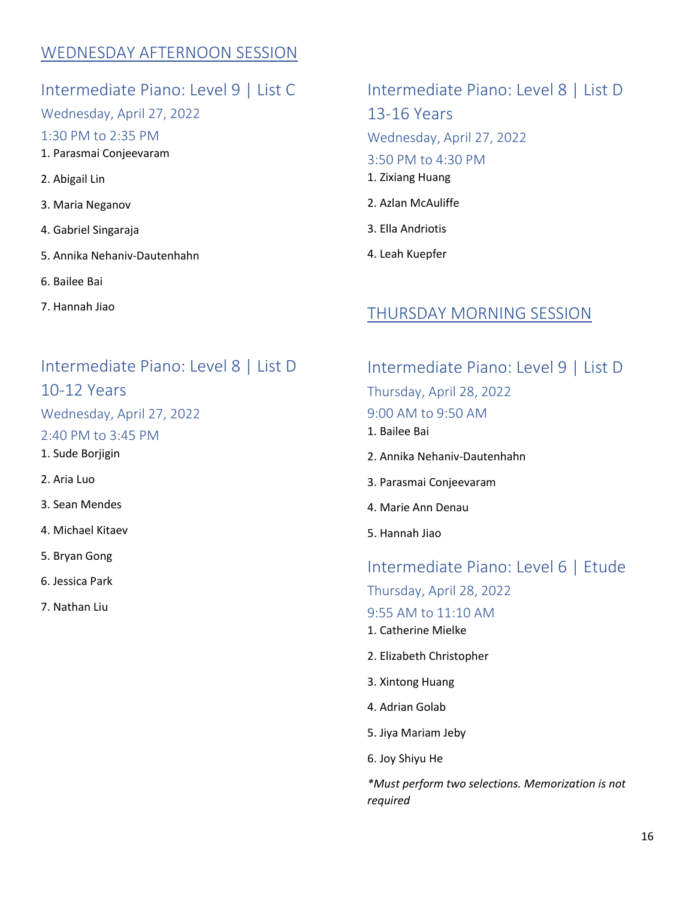## WEDNESDAY AFTERNOON SESSION

### Intermediate Piano: Level 9 | List C

Wednesday, April 27, 2022

1:30 PM to 2:35 PM

1. Parasmai Conjeevaram
2. Abigail Lin
3. Maria Neganov
4. Gabriel Singaraja
5. Annika Nehaniv-Dautenhahn
6. Bailee Bai
7. Hannah Jiao

### Intermediate Piano: Level 8 | List D 10-12 Years

Wednesday, April 27, 2022

2:40 PM to 3:45 PM

1. Sude Borjigin
2. Aria Luo
3. Sean Mendes
4. Michael Kitaev
5. Bryan Gong
6. Jessica Park
7. Nathan Liu

### Intermediate Piano: Level 8 | List D 13-16 Years

Wednesday, April 27, 2022

3:50 PM to 4:30 PM

1. Zixiang Huang
2. Azlan McAuliffe
3. Ella Andriotis
4. Leah Kuepfer

## THURSDAY MORNING SESSION

### Intermediate Piano: Level 9 | List D

Thursday, April 28, 2022

9:00 AM to 9:50 AM

1. Bailee Bai
2. Annika Nehaniv-Dautenhahn
3. Parasmai Conjeevaram
4. Marie Ann Denau
5. Hannah Jiao

### Intermediate Piano: Level 6 | Etude

Thursday, April 28, 2022

9:55 AM to 11:10 AM

1. Catherine Mielke
2. Elizabeth Christopher
3. Xintong Huang
4. Adrian Golab
5. Jiya Mariam Jeby
6. Joy Shiyu He

*\*Must perform two selections. Memorization is not required*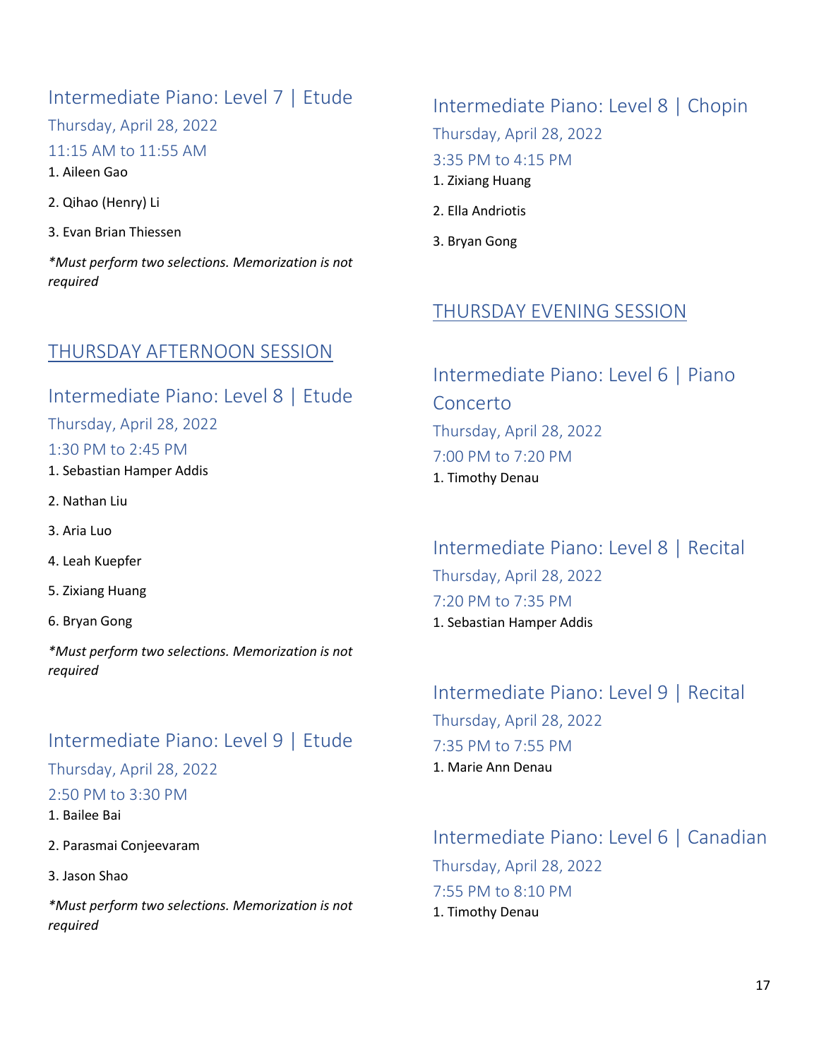## Intermediate Piano: Level 7 | Etude

Thursday, April 28, 2022

11:15 AM to 11:55 AM

1. Aileen Gao
2. Qihao (Henry) Li
3. Evan Brian Thiessen

*\*Must perform two selections. Memorization is not required*

# THURSDAY AFTERNOON SESSION

## Intermediate Piano: Level 8 | Etude

Thursday, April 28, 2022

1:30 PM to 2:45 PM

1. Sebastian Hamper Addis
2. Nathan Liu
3. Aria Luo
4. Leah Kuepfer
5. Zixiang Huang
6. Bryan Gong

*\*Must perform two selections. Memorization is not required*

## Intermediate Piano: Level 9 | Etude

Thursday, April 28, 2022

2:50 PM to 3:30 PM

1. Bailee Bai
2. Parasmai Conjeevaram
3. Jason Shao

*\*Must perform two selections. Memorization is not required*

## Intermediate Piano: Level 8 | Chopin

Thursday, April 28, 2022

3:35 PM to 4:15 PM

1. Zixiang Huang
2. Ella Andriotis
3. Bryan Gong

# THURSDAY EVENING SESSION

## Intermediate Piano: Level 6 | Piano Concerto

Thursday, April 28, 2022

7:00 PM to 7:20 PM

1. Timothy Denau

## Intermediate Piano: Level 8 | Recital

Thursday, April 28, 2022

7:20 PM to 7:35 PM

1. Sebastian Hamper Addis

## Intermediate Piano: Level 9 | Recital

Thursday, April 28, 2022

7:35 PM to 7:55 PM

1. Marie Ann Denau

## Intermediate Piano: Level 6 | Canadian

Thursday, April 28, 2022

7:55 PM to 8:10 PM

1. Timothy Denau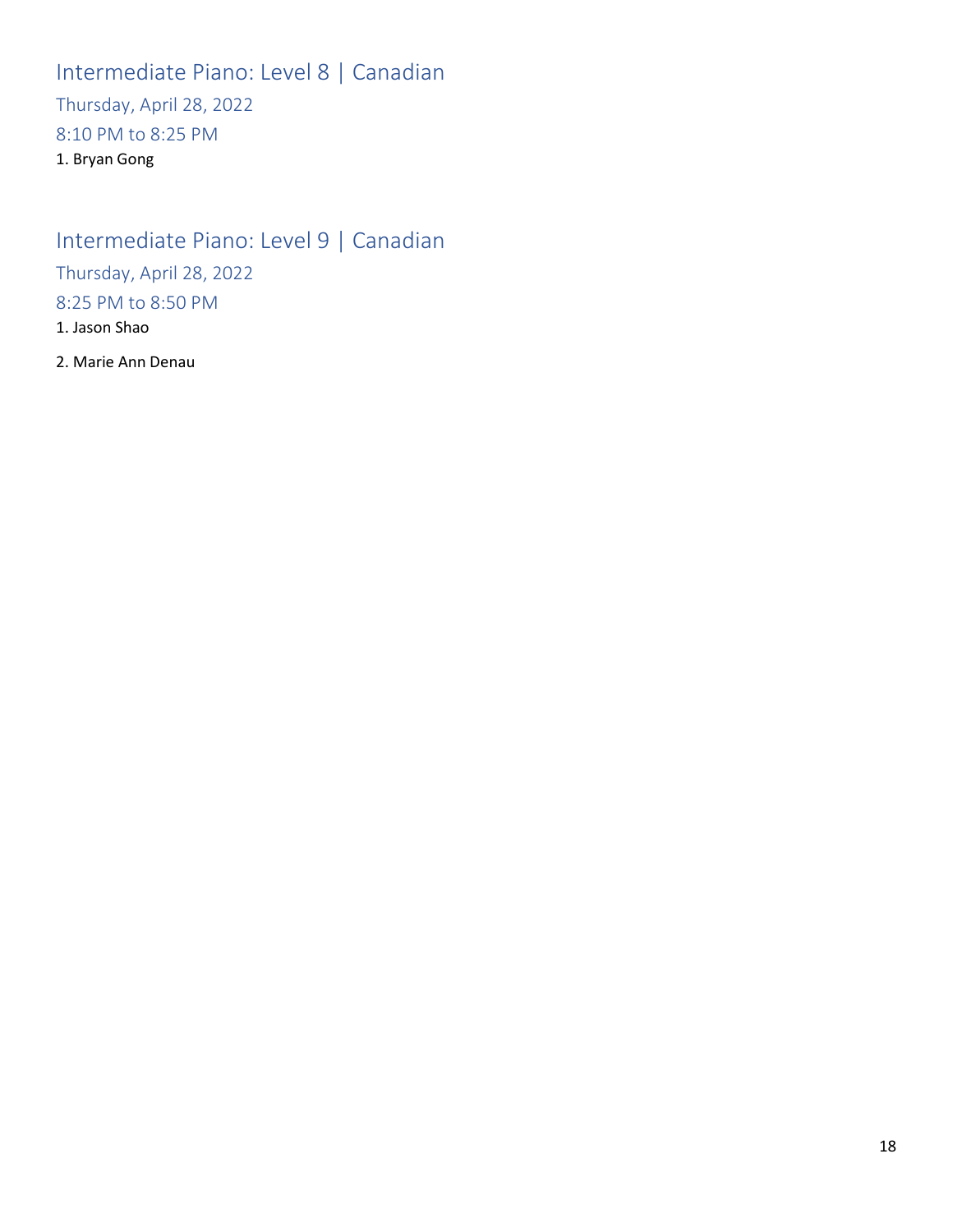## Intermediate Piano: Level 8 | Canadian

### Thursday, April 28, 2022

### 8:10 PM to 8:25 PM

1. Bryan Gong

## Intermediate Piano: Level 9 | Canadian

### Thursday, April 28, 2022

### 8:25 PM to 8:50 PM

1. Jason Shao
2. Marie Ann Denau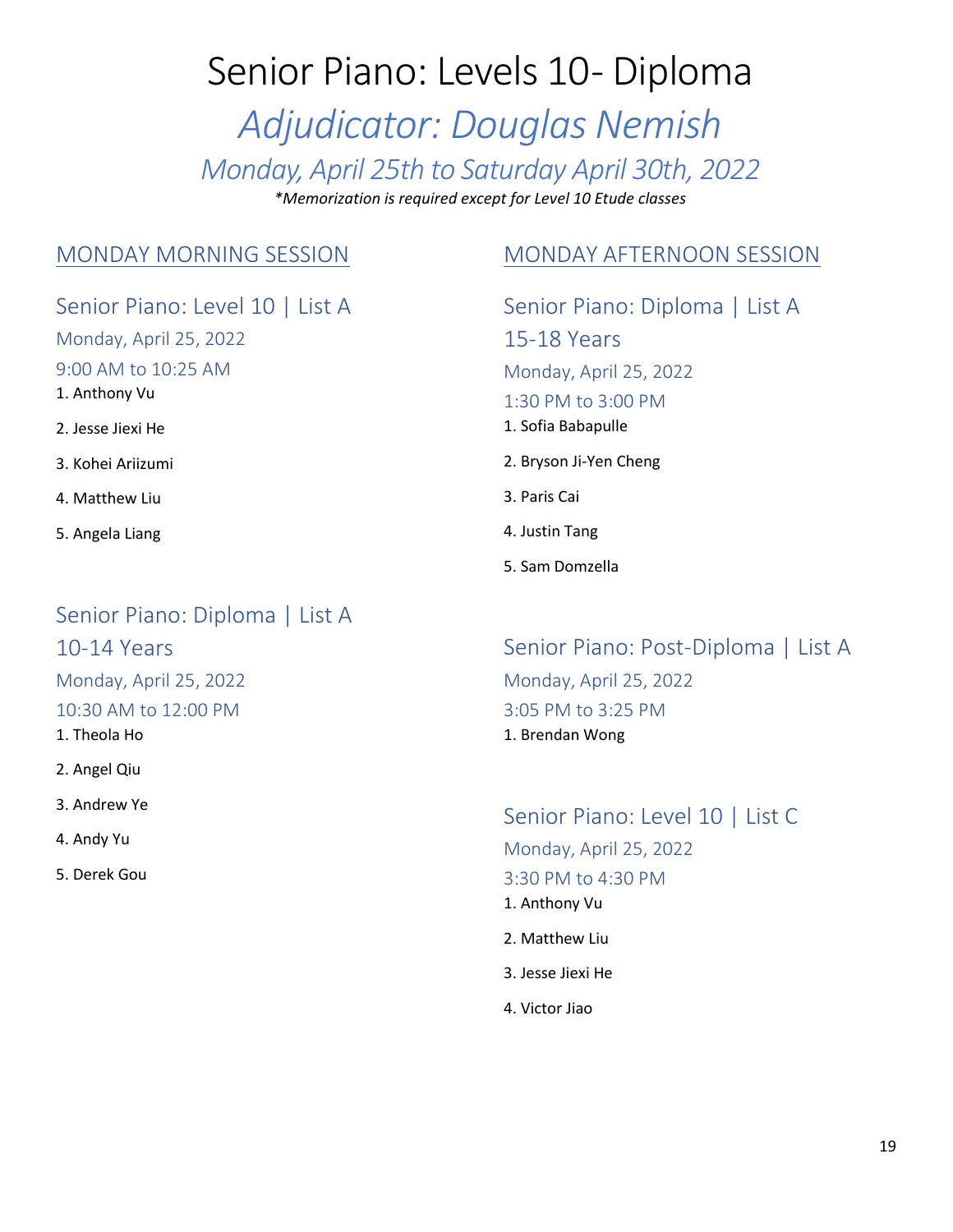# Senior Piano: Levels 10- Diploma

## *Adjudicator: Douglas Nemish*

### *Monday, April 25th to Saturday April 30th, 2022*

*\*Memorization is required except for Level 10 Etude classes*

## MONDAY MORNING SESSION

### Senior Piano: Level 10 | List A

Monday, April 25, 2022

9:00 AM to 10:25 AM

1. Anthony Vu
2. Jesse Jiexi He
3. Kohei Ariizumi
4. Matthew Liu
5. Angela Liang

### Senior Piano: Diploma | List A 10-14 Years

Monday, April 25, 2022

10:30 AM to 12:00 PM

1. Theola Ho
2. Angel Qiu
3. Andrew Ye
4. Andy Yu
5. Derek Gou

## MONDAY AFTERNOON SESSION

### Senior Piano: Diploma | List A 15-18 Years

Monday, April 25, 2022

1:30 PM to 3:00 PM

1. Sofia Babapulle
2. Bryson Ji-Yen Cheng
3. Paris Cai
4. Justin Tang
5. Sam Domzella

### Senior Piano: Post-Diploma | List A

Monday, April 25, 2022

3:05 PM to 3:25 PM

1. Brendan Wong

### Senior Piano: Level 10 | List C

Monday, April 25, 2022

3:30 PM to 4:30 PM

1. Anthony Vu
2. Matthew Liu
3. Jesse Jiexi He
4. Victor Jiao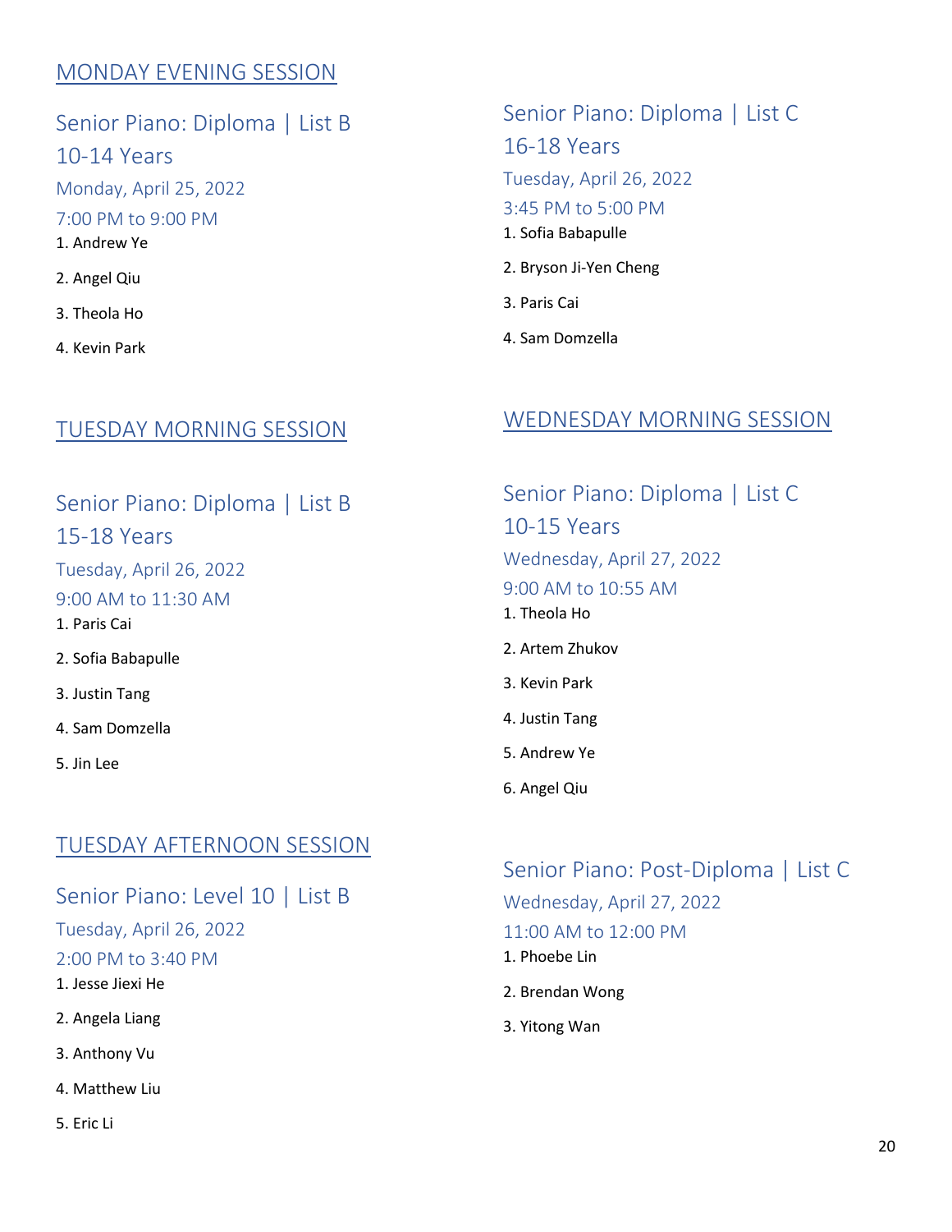## MONDAY EVENING SESSION

### Senior Piano: Diploma | List B
### 10-14 Years

Monday, April 25, 2022

7:00 PM to 9:00 PM

1. Andrew Ye
2. Angel Qiu
3. Theola Ho
4. Kevin Park

## TUESDAY MORNING SESSION

### Senior Piano: Diploma | List B
### 15-18 Years

Tuesday, April 26, 2022

9:00 AM to 11:30 AM

1. Paris Cai
2. Sofia Babapulle
3. Justin Tang
4. Sam Domzella
5. Jin Lee

## TUESDAY AFTERNOON SESSION

### Senior Piano: Level 10 | List B

Tuesday, April 26, 2022

2:00 PM to 3:40 PM

1. Jesse Jiexi He
2. Angela Liang
3. Anthony Vu
4. Matthew Liu
5. Eric Li

### Senior Piano: Diploma | List C
### 16-18 Years

Tuesday, April 26, 2022

3:45 PM to 5:00 PM

1. Sofia Babapulle
2. Bryson Ji-Yen Cheng
3. Paris Cai
4. Sam Domzella

## WEDNESDAY MORNING SESSION

### Senior Piano: Diploma | List C
### 10-15 Years

Wednesday, April 27, 2022

9:00 AM to 10:55 AM

1. Theola Ho
2. Artem Zhukov
3. Kevin Park
4. Justin Tang
5. Andrew Ye
6. Angel Qiu

### Senior Piano: Post-Diploma | List C

Wednesday, April 27, 2022

11:00 AM to 12:00 PM

1. Phoebe Lin
2. Brendan Wong
3. Yitong Wan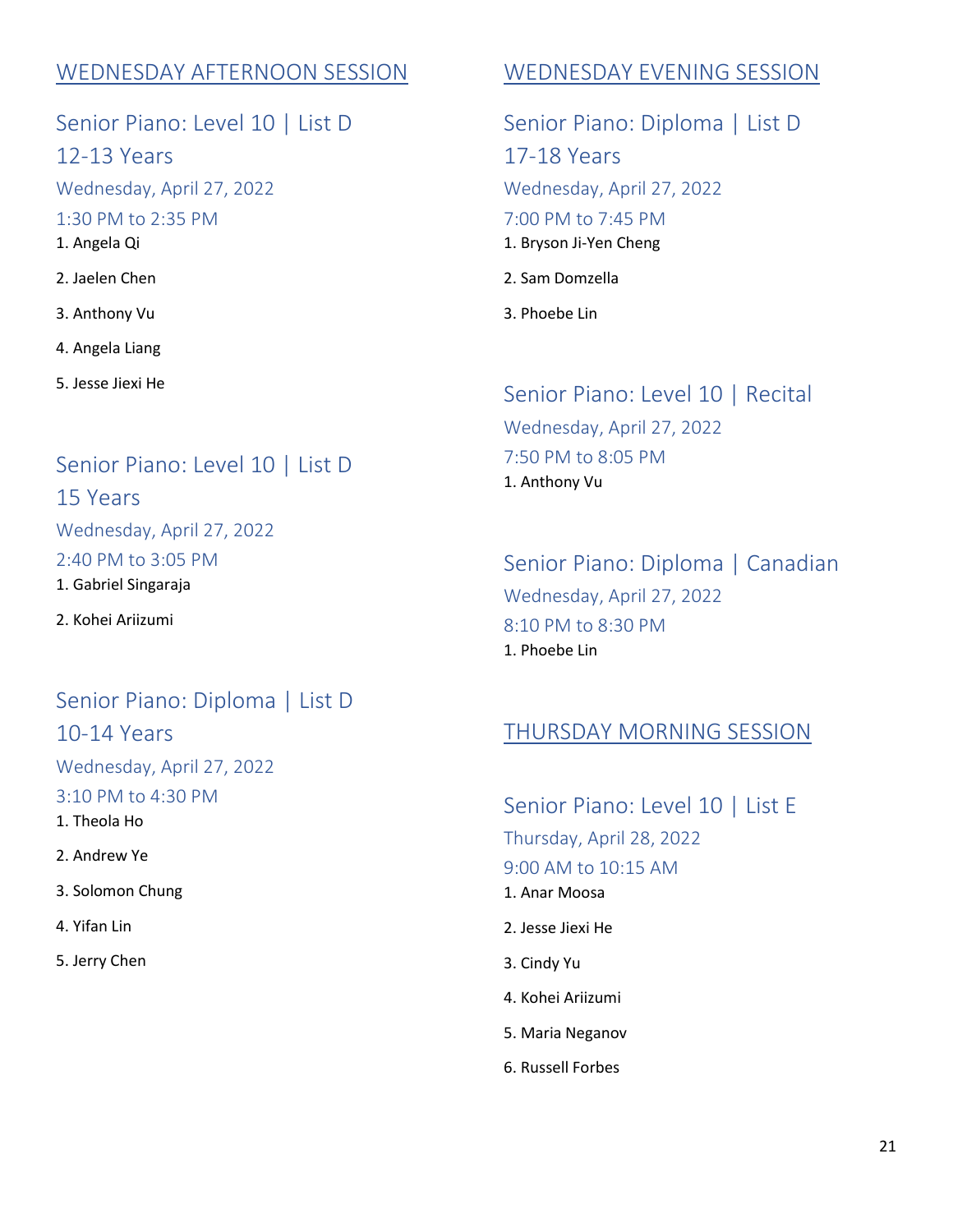## WEDNESDAY AFTERNOON SESSION

### Senior Piano: Level 10 | List D
### 12-13 Years

Wednesday, April 27, 2022

1:30 PM to 2:35 PM

1. Angela Qi
2. Jaelen Chen
3. Anthony Vu
4. Angela Liang
5. Jesse Jiexi He

### Senior Piano: Level 10 | List D
### 15 Years

Wednesday, April 27, 2022

2:40 PM to 3:05 PM

1. Gabriel Singaraja
2. Kohei Ariizumi

### Senior Piano: Diploma | List D
### 10-14 Years

Wednesday, April 27, 2022

3:10 PM to 4:30 PM

1. Theola Ho
2. Andrew Ye
3. Solomon Chung
4. Yifan Lin
5. Jerry Chen

## WEDNESDAY EVENING SESSION

### Senior Piano: Diploma | List D
### 17-18 Years

Wednesday, April 27, 2022

7:00 PM to 7:45 PM

1. Bryson Ji-Yen Cheng
2. Sam Domzella
3. Phoebe Lin

### Senior Piano: Level 10 | Recital

Wednesday, April 27, 2022

7:50 PM to 8:05 PM

1. Anthony Vu

### Senior Piano: Diploma | Canadian

Wednesday, April 27, 2022

8:10 PM to 8:30 PM

1. Phoebe Lin

## THURSDAY MORNING SESSION

### Senior Piano: Level 10 | List E

Thursday, April 28, 2022

9:00 AM to 10:15 AM

1. Anar Moosa
2. Jesse Jiexi He
3. Cindy Yu
4. Kohei Ariizumi
5. Maria Neganov
6. Russell Forbes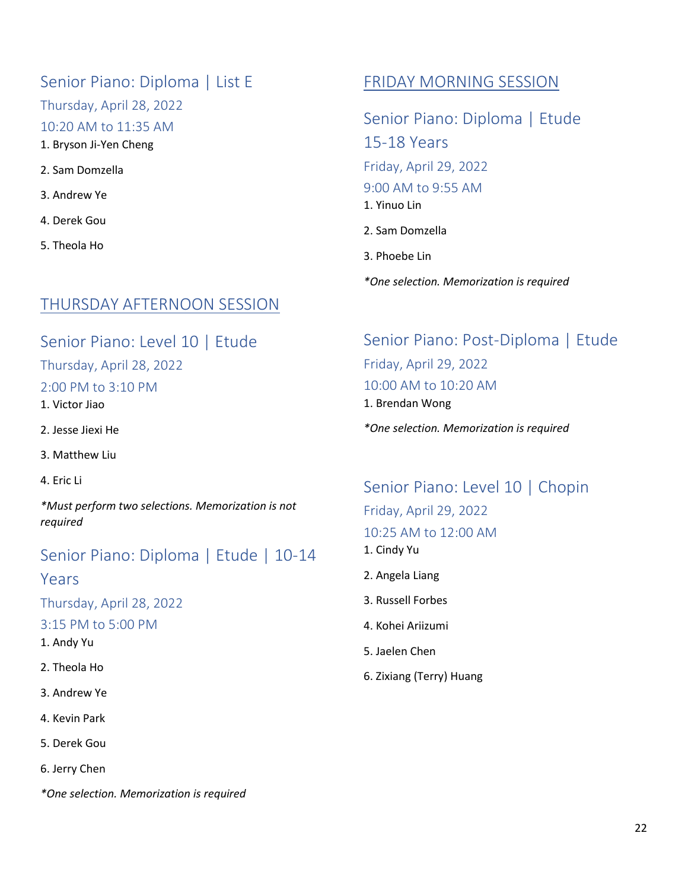## Senior Piano: Diploma | List E

Thursday, April 28, 2022

10:20 AM to 11:35 AM

1. Bryson Ji-Yen Cheng
2. Sam Domzella
3. Andrew Ye
4. Derek Gou
5. Theola Ho

# THURSDAY AFTERNOON SESSION

## Senior Piano: Level 10 | Etude

Thursday, April 28, 2022

2:00 PM to 3:10 PM

1. Victor Jiao
2. Jesse Jiexi He
3. Matthew Liu
4. Eric Li

*\*Must perform two selections. Memorization is not required*

## Senior Piano: Diploma | Etude | 10-14 Years

Thursday, April 28, 2022

3:15 PM to 5:00 PM

1. Andy Yu
2. Theola Ho
3. Andrew Ye
4. Kevin Park
5. Derek Gou
6. Jerry Chen

*\*One selection. Memorization is required*

# FRIDAY MORNING SESSION

## Senior Piano: Diploma | Etude 15-18 Years

Friday, April 29, 2022

9:00 AM to 9:55 AM

1. Yinuo Lin
2. Sam Domzella
3. Phoebe Lin

*\*One selection. Memorization is required*

## Senior Piano: Post-Diploma | Etude

Friday, April 29, 2022

10:00 AM to 10:20 AM

1. Brendan Wong

*\*One selection. Memorization is required*

## Senior Piano: Level 10 | Chopin

Friday, April 29, 2022

10:25 AM to 12:00 AM

1. Cindy Yu
2. Angela Liang
3. Russell Forbes
4. Kohei Ariizumi
5. Jaelen Chen
6. Zixiang (Terry) Huang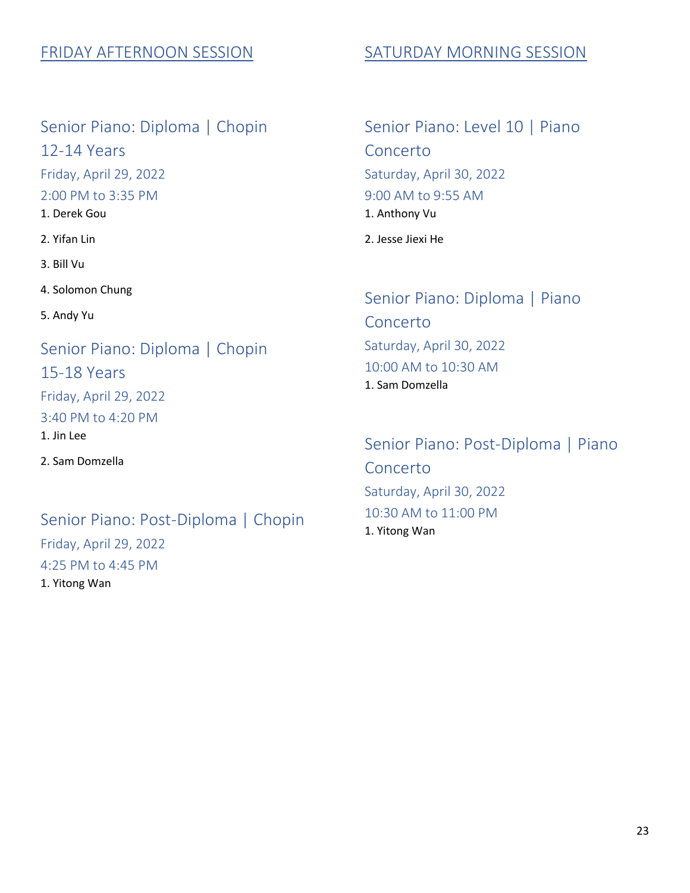## FRIDAY AFTERNOON SESSION

### Senior Piano: Diploma | Chopin 12-14 Years

Friday, April 29, 2022

2:00 PM to 3:35 PM

1. Derek Gou
2. Yifan Lin
3. Bill Vu
4. Solomon Chung
5. Andy Yu

### Senior Piano: Diploma | Chopin 15-18 Years

Friday, April 29, 2022

3:40 PM to 4:20 PM

1. Jin Lee
2. Sam Domzella

### Senior Piano: Post-Diploma | Chopin

Friday, April 29, 2022

4:25 PM to 4:45 PM

1. Yitong Wan

## SATURDAY MORNING SESSION

### Senior Piano: Level 10 | Piano Concerto

Saturday, April 30, 2022

9:00 AM to 9:55 AM

1. Anthony Vu
2. Jesse Jiexi He

### Senior Piano: Diploma | Piano Concerto

Saturday, April 30, 2022

10:00 AM to 10:30 AM

1. Sam Domzella

### Senior Piano: Post-Diploma | Piano Concerto

Saturday, April 30, 2022

10:30 AM to 11:00 PM

1. Yitong Wan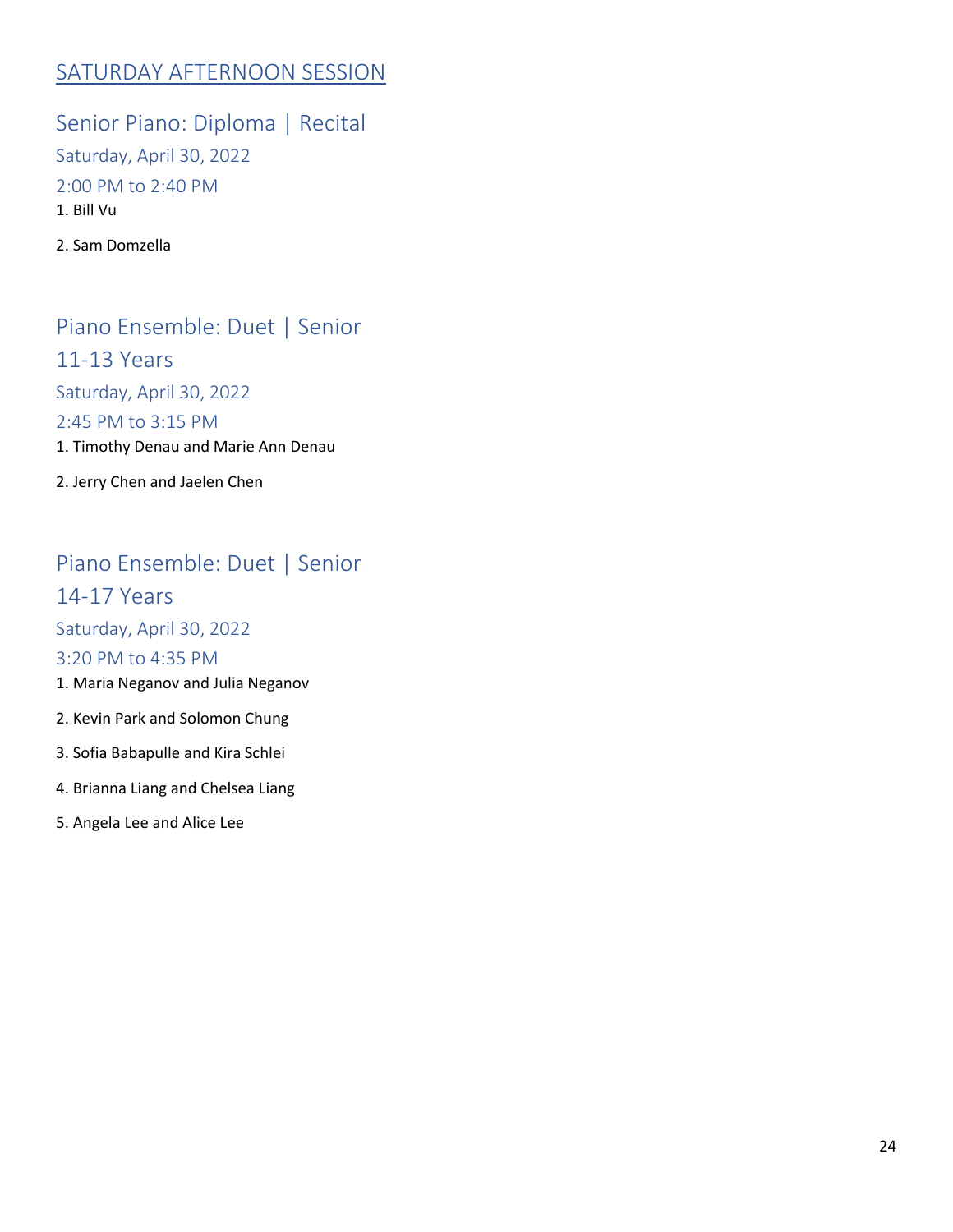## SATURDAY AFTERNOON SESSION

### Senior Piano: Diploma | Recital

Saturday, April 30, 2022

2:00 PM to 2:40 PM

1. Bill Vu
2. Sam Domzella

### Piano Ensemble: Duet | Senior 11-13 Years

Saturday, April 30, 2022

2:45 PM to 3:15 PM

1. Timothy Denau and Marie Ann Denau
2. Jerry Chen and Jaelen Chen

### Piano Ensemble: Duet | Senior 14-17 Years

Saturday, April 30, 2022

3:20 PM to 4:35 PM

1. Maria Neganov and Julia Neganov
2. Kevin Park and Solomon Chung
3. Sofia Babapulle and Kira Schlei
4. Brianna Liang and Chelsea Liang
5. Angela Lee and Alice Lee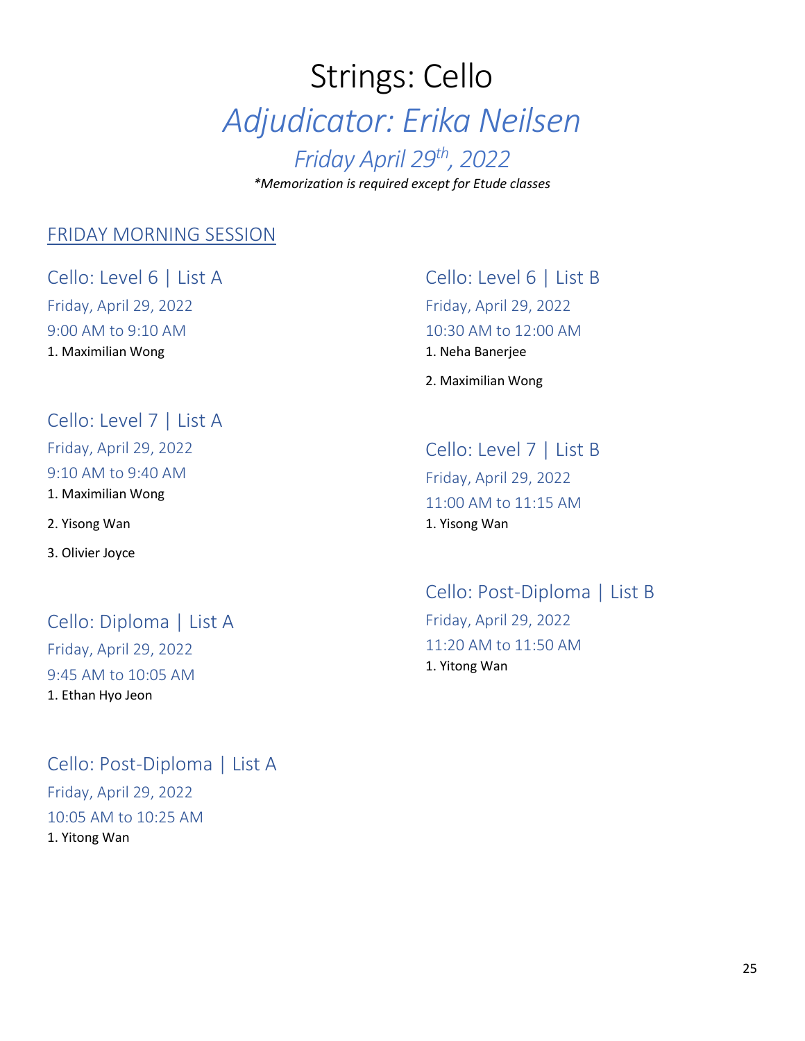# Strings: Cello

## *Adjudicator: Erika Neilsen*

### *Friday April 29th, 2022*

***Memorization is required except for Etude classes**

## FRIDAY MORNING SESSION

### Cello: Level 6 | List A

Friday, April 29, 2022

9:00 AM to 9:10 AM

1. Maximilian Wong

### Cello: Level 7 | List A

Friday, April 29, 2022

9:10 AM to 9:40 AM

1. Maximilian Wong
2. Yisong Wan
3. Olivier Joyce

### Cello: Diploma | List A

Friday, April 29, 2022

9:45 AM to 10:05 AM

1. Ethan Hyo Jeon

### Cello: Post-Diploma | List A

Friday, April 29, 2022

10:05 AM to 10:25 AM

1. Yitong Wan

### Cello: Level 6 | List B

Friday, April 29, 2022

10:30 AM to 12:00 AM

1. Neha Banerjee
2. Maximilian Wong

### Cello: Level 7 | List B

Friday, April 29, 2022

11:00 AM to 11:15 AM

1. Yisong Wan

### Cello: Post-Diploma | List B

Friday, April 29, 2022

11:20 AM to 11:50 AM

1. Yitong Wan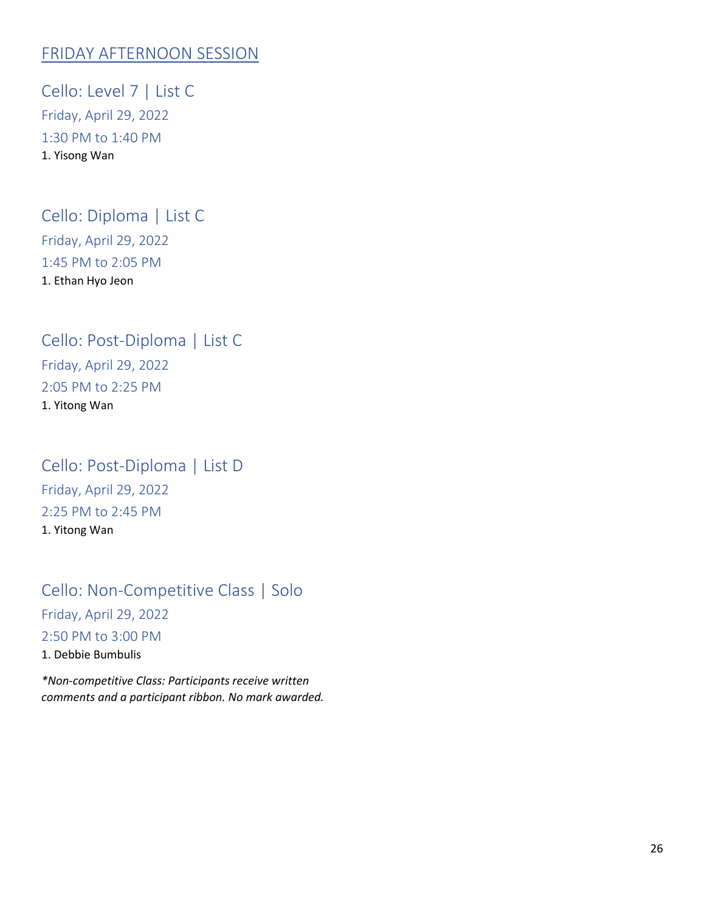## FRIDAY AFTERNOON SESSION

### Cello: Level 7 | List C

Friday, April 29, 2022

1:30 PM to 1:40 PM

1. Yisong Wan

### Cello: Diploma | List C

Friday, April 29, 2022

1:45 PM to 2:05 PM

1. Ethan Hyo Jeon

### Cello: Post-Diploma | List C

Friday, April 29, 2022

2:05 PM to 2:25 PM

1. Yitong Wan

### Cello: Post-Diploma | List D

Friday, April 29, 2022

2:25 PM to 2:45 PM

1. Yitong Wan

### Cello: Non-Competitive Class | Solo

Friday, April 29, 2022

2:50 PM to 3:00 PM

1. Debbie Bumbulis

*\*Non-competitive Class: Participants receive written comments and a participant ribbon. No mark awarded.*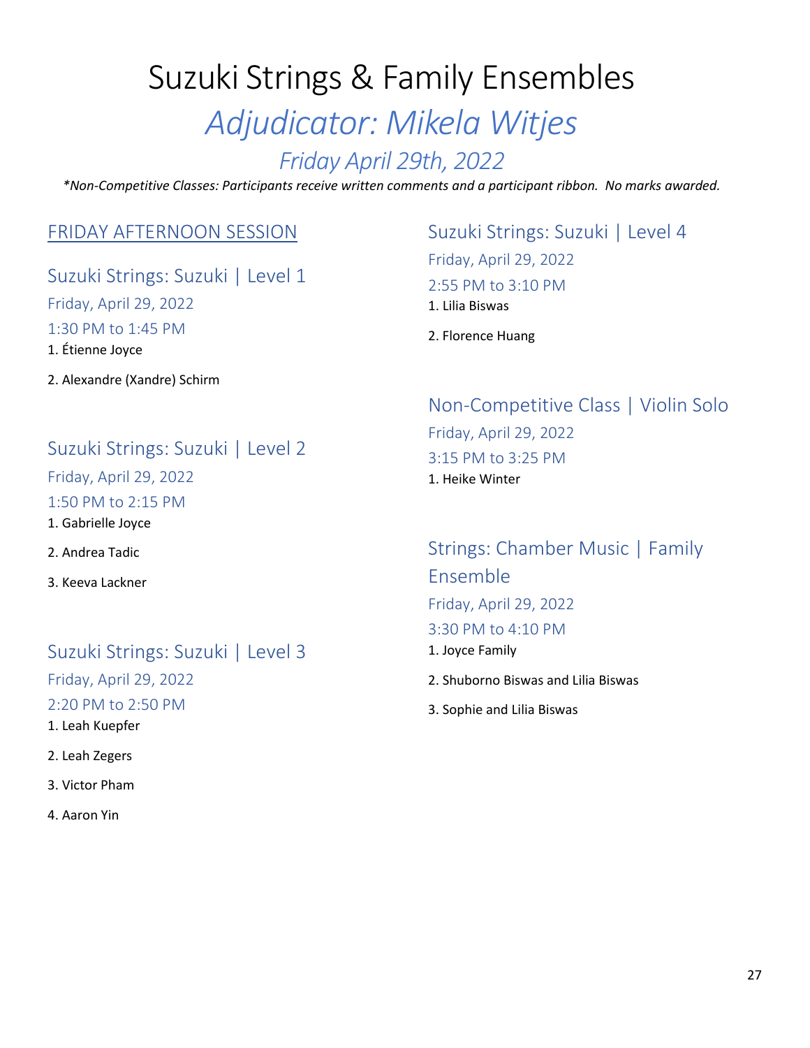# Suzuki Strings & Family Ensembles

## *Adjudicator: Mikela Witjes*

### *Friday April 29th, 2022*

*\*Non-Competitive Classes: Participants receive written comments and a participant ribbon. No marks awarded.*

## FRIDAY AFTERNOON SESSION

### Suzuki Strings: Suzuki | Level 1

Friday, April 29, 2022

1:30 PM to 1:45 PM

1. Étienne Joyce
2. Alexandre (Xandre) Schirm

### Suzuki Strings: Suzuki | Level 2

Friday, April 29, 2022

1:50 PM to 2:15 PM

1. Gabrielle Joyce
2. Andrea Tadic
3. Keeva Lackner

### Suzuki Strings: Suzuki | Level 3

Friday, April 29, 2022

2:20 PM to 2:50 PM

1. Leah Kuepfer
2. Leah Zegers
3. Victor Pham
4. Aaron Yin

### Suzuki Strings: Suzuki | Level 4

Friday, April 29, 2022

2:55 PM to 3:10 PM

1. Lilia Biswas
2. Florence Huang

### Non-Competitive Class | Violin Solo

Friday, April 29, 2022

3:15 PM to 3:25 PM

1. Heike Winter

### Strings: Chamber Music | Family Ensemble

Friday, April 29, 2022

3:30 PM to 4:10 PM

1. Joyce Family
2. Shuborno Biswas and Lilia Biswas
3. Sophie and Lilia Biswas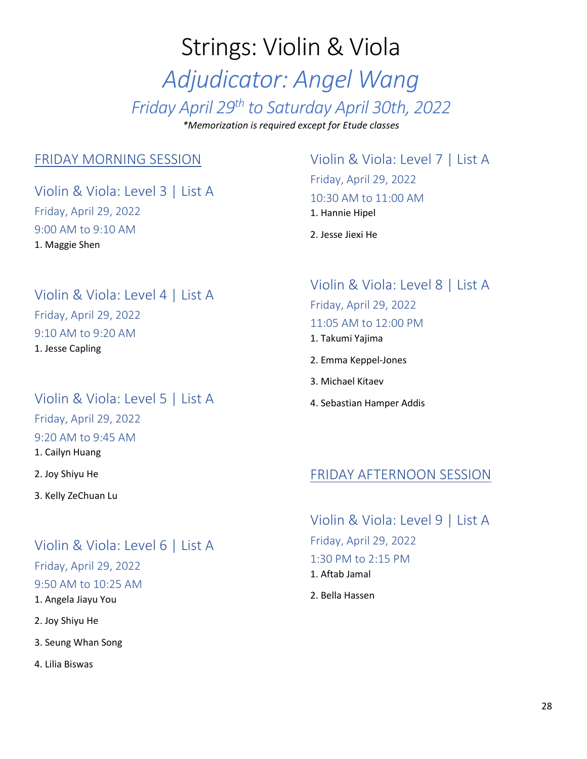# Strings: Violin & Viola

## *Adjudicator: Angel Wang*

### *Friday April 29th to Saturday April 30th, 2022*

***Memorization is required except for Etude classes***

## FRIDAY MORNING SESSION

### Violin & Viola: Level 3 | List A

Friday, April 29, 2022

9:00 AM to 9:10 AM

1. Maggie Shen

### Violin & Viola: Level 4 | List A

Friday, April 29, 2022

9:10 AM to 9:20 AM

1. Jesse Capling

### Violin & Viola: Level 5 | List A

Friday, April 29, 2022

9:20 AM to 9:45 AM

1. Cailyn Huang
2. Joy Shiyu He
3. Kelly ZeChuan Lu

### Violin & Viola: Level 6 | List A

Friday, April 29, 2022

9:50 AM to 10:25 AM

1. Angela Jiayu You
2. Joy Shiyu He
3. Seung Whan Song
4. Lilia Biswas

### Violin & Viola: Level 7 | List A

Friday, April 29, 2022

10:30 AM to 11:00 AM

1. Hannie Hipel
2. Jesse Jiexi He

### Violin & Viola: Level 8 | List A

Friday, April 29, 2022

11:05 AM to 12:00 PM

1. Takumi Yajima
2. Emma Keppel-Jones
3. Michael Kitaev
4. Sebastian Hamper Addis

## FRIDAY AFTERNOON SESSION

### Violin & Viola: Level 9 | List A

Friday, April 29, 2022

1:30 PM to 2:15 PM

1. Aftab Jamal
2. Bella Hassen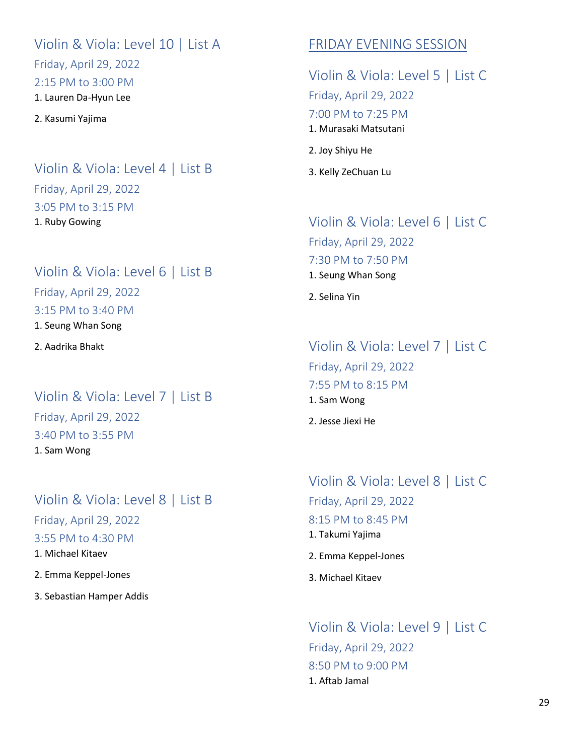## Violin & Viola: Level 10 | List A

Friday, April 29, 2022

2:15 PM to 3:00 PM

1. Lauren Da-Hyun Lee
2. Kasumi Yajima

## Violin & Viola: Level 4 | List B

Friday, April 29, 2022

3:05 PM to 3:15 PM

1. Ruby Gowing

## Violin & Viola: Level 6 | List B

Friday, April 29, 2022

3:15 PM to 3:40 PM

1. Seung Whan Song
2. Aadrika Bhakt

## Violin & Viola: Level 7 | List B

Friday, April 29, 2022

3:40 PM to 3:55 PM

1. Sam Wong

## Violin & Viola: Level 8 | List B

Friday, April 29, 2022

3:55 PM to 4:30 PM

1. Michael Kitaev
2. Emma Keppel-Jones
3. Sebastian Hamper Addis

# FRIDAY EVENING SESSION

## Violin & Viola: Level 5 | List C

Friday, April 29, 2022

7:00 PM to 7:25 PM

1. Murasaki Matsutani
2. Joy Shiyu He
3. Kelly ZeChuan Lu

## Violin & Viola: Level 6 | List C

Friday, April 29, 2022

7:30 PM to 7:50 PM

1. Seung Whan Song
2. Selina Yin

## Violin & Viola: Level 7 | List C

Friday, April 29, 2022

7:55 PM to 8:15 PM

1. Sam Wong
2. Jesse Jiexi He

## Violin & Viola: Level 8 | List C

Friday, April 29, 2022

8:15 PM to 8:45 PM

1. Takumi Yajima
2. Emma Keppel-Jones
3. Michael Kitaev

## Violin & Viola: Level 9 | List C

Friday, April 29, 2022

8:50 PM to 9:00 PM

1. Aftab Jamal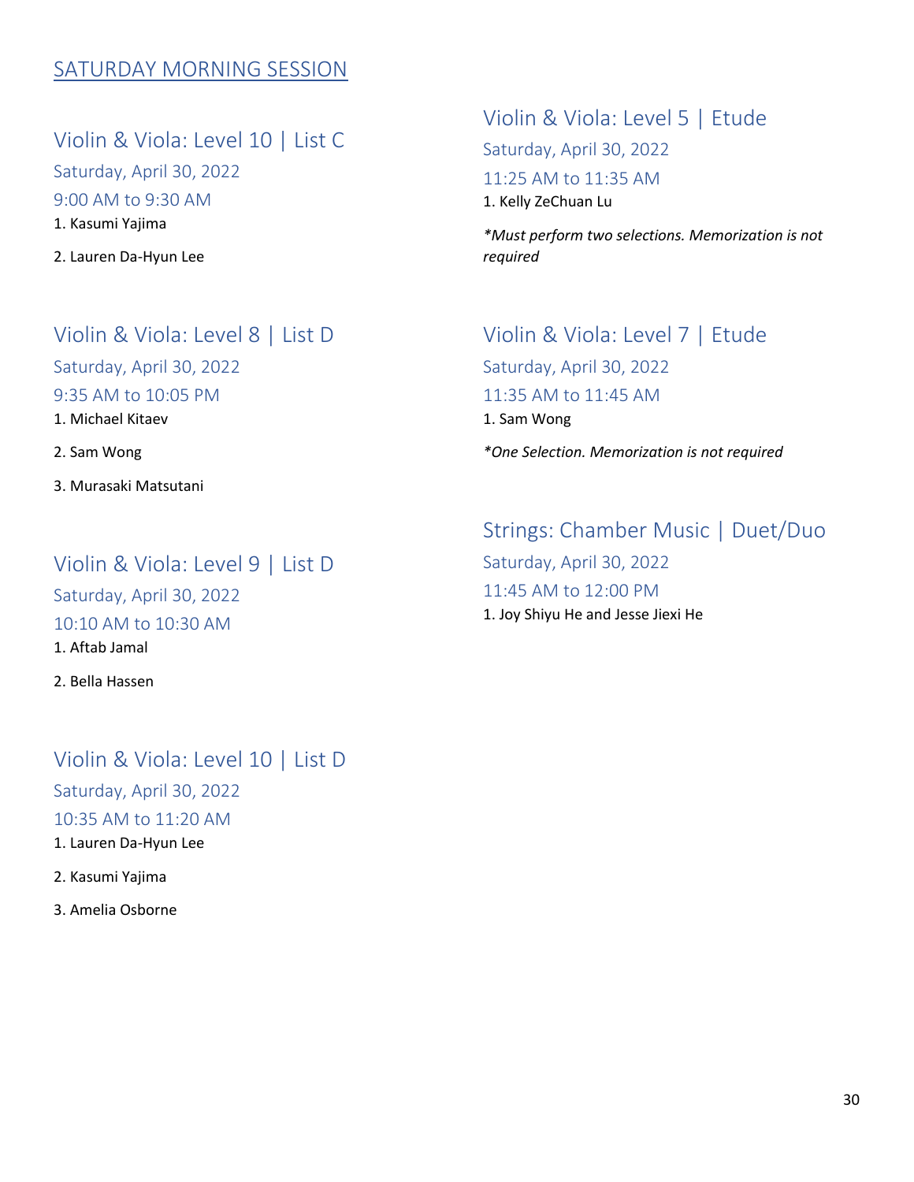## SATURDAY MORNING SESSION

### Violin & Viola: Level 10 | List C

Saturday, April 30, 2022

9:00 AM to 9:30 AM

1. Kasumi Yajima
2. Lauren Da-Hyun Lee

### Violin & Viola: Level 8 | List D

Saturday, April 30, 2022

9:35 AM to 10:05 PM

1. Michael Kitaev
2. Sam Wong
3. Murasaki Matsutani

### Violin & Viola: Level 9 | List D

Saturday, April 30, 2022

10:10 AM to 10:30 AM

1. Aftab Jamal
2. Bella Hassen

### Violin & Viola: Level 10 | List D

Saturday, April 30, 2022

10:35 AM to 11:20 AM

1. Lauren Da-Hyun Lee
2. Kasumi Yajima
3. Amelia Osborne

### Violin & Viola: Level 5 | Etude

Saturday, April 30, 2022

11:25 AM to 11:35 AM

1. Kelly ZeChuan Lu

*\*Must perform two selections. Memorization is not required*

### Violin & Viola: Level 7 | Etude

Saturday, April 30, 2022

11:35 AM to 11:45 AM

1. Sam Wong

*\*One Selection. Memorization is not required*

### Strings: Chamber Music | Duet/Duo

Saturday, April 30, 2022

11:45 AM to 12:00 PM

1. Joy Shiyu He and Jesse Jiexi He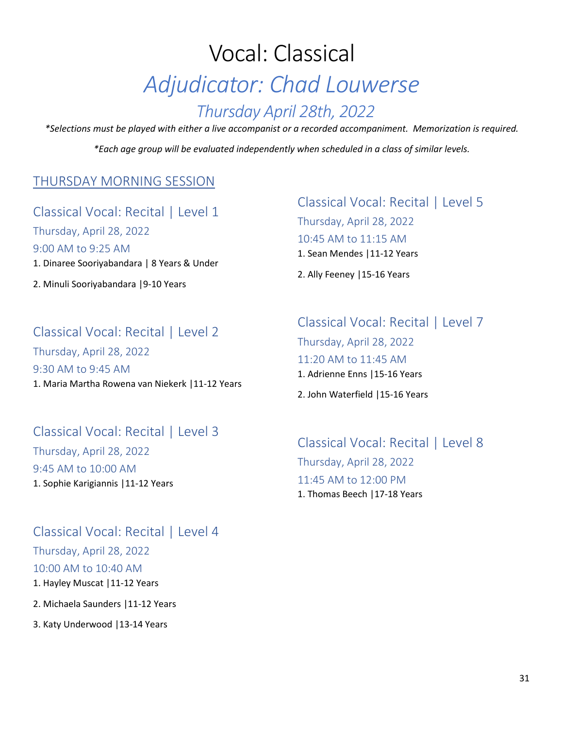# Vocal: Classical

## *Adjudicator: Chad Louwerse*

### *Thursday April 28th, 2022*

*\*Selections must be played with either a live accompanist or a recorded accompaniment. Memorization is required.*

*\*Each age group will be evaluated independently when scheduled in a class of similar levels.*

## THURSDAY MORNING SESSION

### Classical Vocal: Recital | Level 1

Thursday, April 28, 2022

9:00 AM to 9:25 AM

1. Dinaree Sooriyabandara | 8 Years & Under
2. Minuli Sooriyabandara |9-10 Years

### Classical Vocal: Recital | Level 2

Thursday, April 28, 2022

9:30 AM to 9:45 AM

1. Maria Martha Rowena van Niekerk |11-12 Years

### Classical Vocal: Recital | Level 3

Thursday, April 28, 2022

9:45 AM to 10:00 AM

1. Sophie Karigiannis |11-12 Years

### Classical Vocal: Recital | Level 4

Thursday, April 28, 2022

10:00 AM to 10:40 AM

1. Hayley Muscat |11-12 Years
2. Michaela Saunders |11-12 Years
3. Katy Underwood |13-14 Years

### Classical Vocal: Recital | Level 5

Thursday, April 28, 2022

10:45 AM to 11:15 AM

1. Sean Mendes |11-12 Years
2. Ally Feeney |15-16 Years

### Classical Vocal: Recital | Level 7

Thursday, April 28, 2022

11:20 AM to 11:45 AM

1. Adrienne Enns |15-16 Years
2. John Waterfield |15-16 Years

### Classical Vocal: Recital | Level 8

Thursday, April 28, 2022

11:45 AM to 12:00 PM

1. Thomas Beech |17-18 Years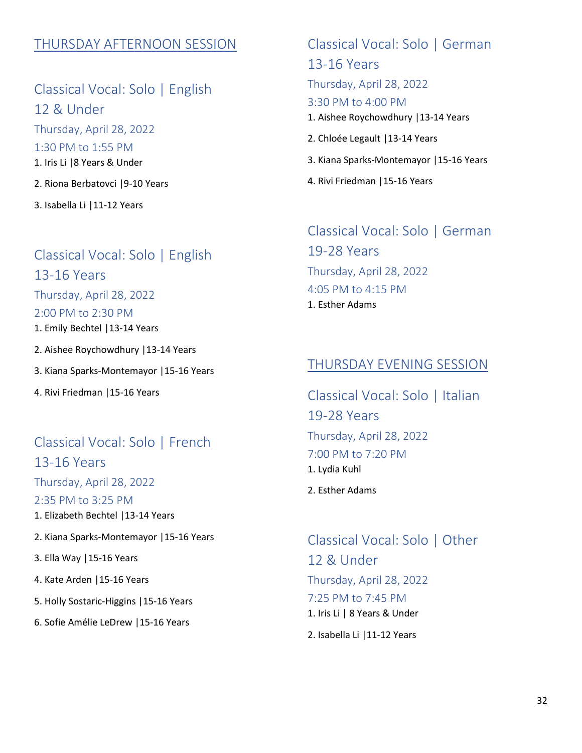## THURSDAY AFTERNOON SESSION

### Classical Vocal: Solo | English 12 & Under

Thursday, April 28, 2022

1:30 PM to 1:55 PM

1. Iris Li |8 Years & Under
2. Riona Berbatovci |9-10 Years
3. Isabella Li |11-12 Years

### Classical Vocal: Solo | English 13-16 Years

Thursday, April 28, 2022

2:00 PM to 2:30 PM

1. Emily Bechtel |13-14 Years
2. Aishee Roychowdhury |13-14 Years
3. Kiana Sparks-Montemayor |15-16 Years
4. Rivi Friedman |15-16 Years

### Classical Vocal: Solo | French 13-16 Years

Thursday, April 28, 2022

2:35 PM to 3:25 PM

1. Elizabeth Bechtel |13-14 Years
2. Kiana Sparks-Montemayor |15-16 Years
3. Ella Way |15-16 Years
4. Kate Arden |15-16 Years
5. Holly Sostaric-Higgins |15-16 Years
6. Sofie Amélie LeDrew |15-16 Years

### Classical Vocal: Solo | German 13-16 Years

Thursday, April 28, 2022

3:30 PM to 4:00 PM

1. Aishee Roychowdhury |13-14 Years
2. Chloée Legault |13-14 Years
3. Kiana Sparks-Montemayor |15-16 Years
4. Rivi Friedman |15-16 Years

### Classical Vocal: Solo | German 19-28 Years

Thursday, April 28, 2022

4:05 PM to 4:15 PM

1. Esther Adams

## THURSDAY EVENING SESSION

### Classical Vocal: Solo | Italian 19-28 Years

Thursday, April 28, 2022

7:00 PM to 7:20 PM

1. Lydia Kuhl
2. Esther Adams

### Classical Vocal: Solo | Other 12 & Under

Thursday, April 28, 2022

7:25 PM to 7:45 PM

1. Iris Li | 8 Years & Under
2. Isabella Li |11-12 Years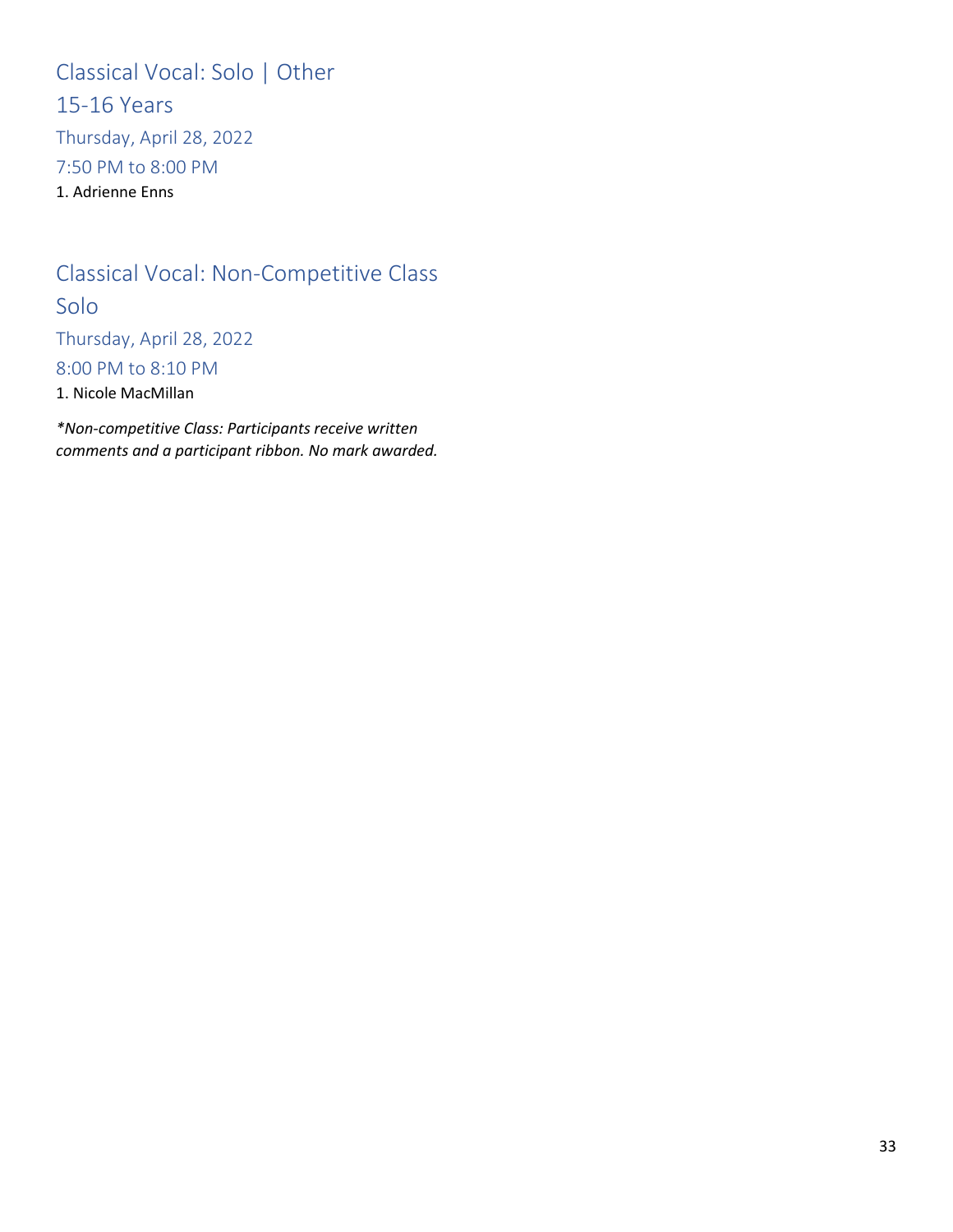## Classical Vocal: Solo | Other

### 15-16 Years

Thursday, April 28, 2022

7:50 PM to 8:00 PM

1. Adrienne Enns

## Classical Vocal: Non-Competitive Class

### Solo

Thursday, April 28, 2022

8:00 PM to 8:10 PM

1. Nicole MacMillan

***Non-competitive Class: Participants receive written comments and a participant ribbon. No mark awarded.***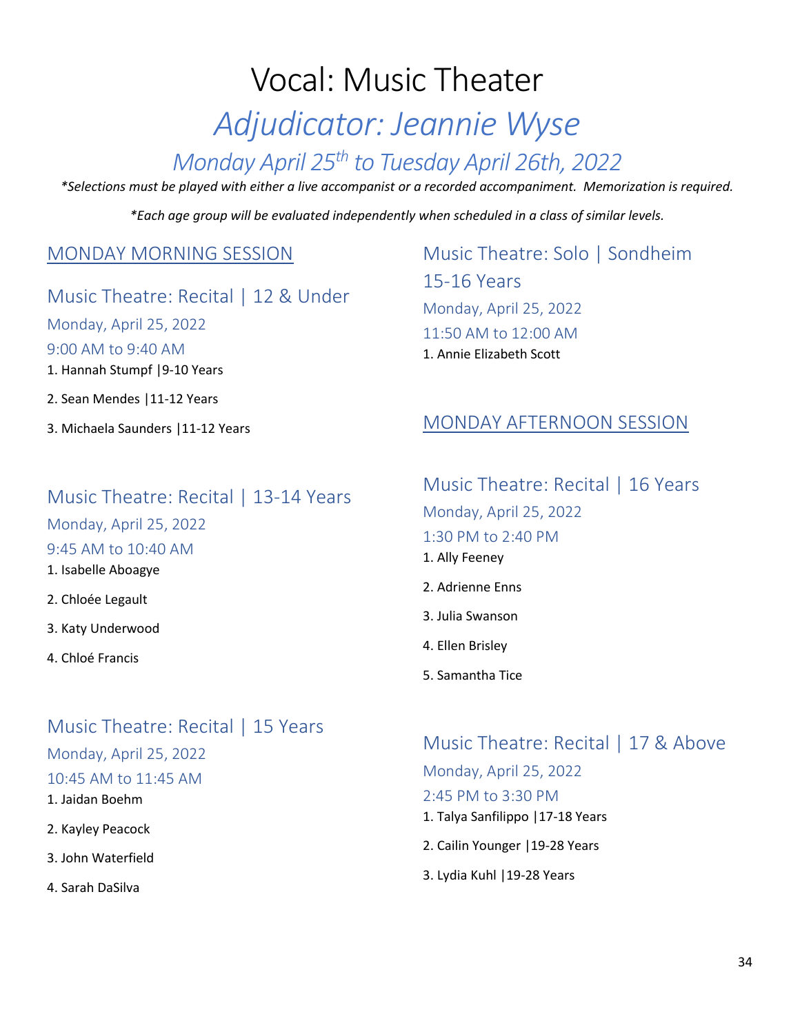# Vocal: Music Theater

## *Adjudicator: Jeannie Wyse*

### *Monday April 25th to Tuesday April 26th, 2022*

*\*Selections must be played with either a live accompanist or a recorded accompaniment. Memorization is required.*

*\*Each age group will be evaluated independently when scheduled in a class of similar levels.*

## MONDAY MORNING SESSION

### Music Theatre: Recital | 12 & Under

Monday, April 25, 2022

9:00 AM to 9:40 AM

1. Hannah Stumpf |9-10 Years
2. Sean Mendes |11-12 Years
3. Michaela Saunders |11-12 Years

### Music Theatre: Recital | 13-14 Years

Monday, April 25, 2022

9:45 AM to 10:40 AM

1. Isabelle Aboagye
2. Chloée Legault
3. Katy Underwood
4. Chloé Francis

### Music Theatre: Recital | 15 Years

Monday, April 25, 2022

10:45 AM to 11:45 AM

1. Jaidan Boehm
2. Kayley Peacock
3. John Waterfield
4. Sarah DaSilva

### Music Theatre: Solo | Sondheim 15-16 Years

Monday, April 25, 2022

11:50 AM to 12:00 AM

1. Annie Elizabeth Scott

## MONDAY AFTERNOON SESSION

### Music Theatre: Recital | 16 Years

Monday, April 25, 2022

1:30 PM to 2:40 PM

1. Ally Feeney
2. Adrienne Enns
3. Julia Swanson
4. Ellen Brisley
5. Samantha Tice

### Music Theatre: Recital | 17 & Above

Monday, April 25, 2022

2:45 PM to 3:30 PM

1. Talya Sanfilippo |17-18 Years
2. Cailin Younger |19-28 Years
3. Lydia Kuhl |19-28 Years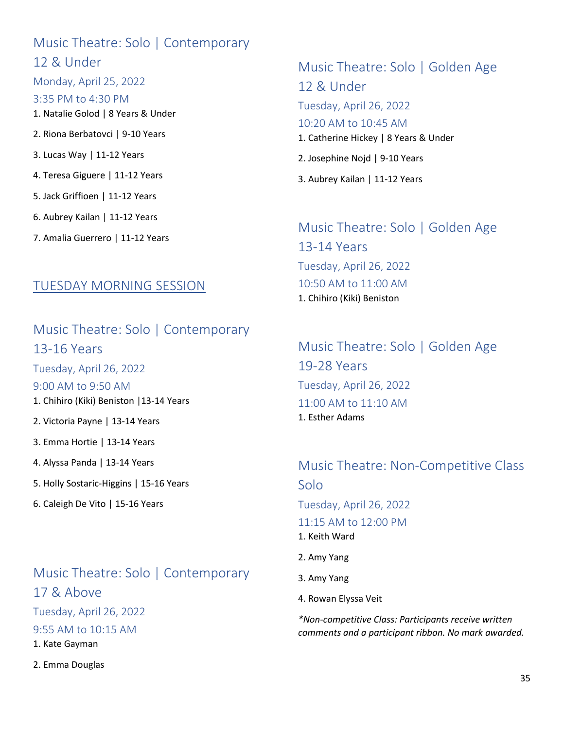## Music Theatre: Solo | Contemporary 12 & Under

Monday, April 25, 2022

3:35 PM to 4:30 PM

1. Natalie Golod | 8 Years & Under
2. Riona Berbatovci | 9-10 Years
3. Lucas Way | 11-12 Years
4. Teresa Giguere | 11-12 Years
5. Jack Griffioen | 11-12 Years
6. Aubrey Kailan | 11-12 Years
7. Amalia Guerrero | 11-12 Years

## TUESDAY MORNING SESSION

## Music Theatre: Solo | Contemporary 13-16 Years

Tuesday, April 26, 2022

9:00 AM to 9:50 AM

1. Chihiro (Kiki) Beniston |13-14 Years
2. Victoria Payne | 13-14 Years
3. Emma Hortie | 13-14 Years
4. Alyssa Panda | 13-14 Years
5. Holly Sostaric-Higgins | 15-16 Years
6. Caleigh De Vito | 15-16 Years

## Music Theatre: Solo | Contemporary 17 & Above

Tuesday, April 26, 2022

9:55 AM to 10:15 AM

1. Kate Gayman
2. Emma Douglas

## Music Theatre: Solo | Golden Age 12 & Under

Tuesday, April 26, 2022

10:20 AM to 10:45 AM

1. Catherine Hickey | 8 Years & Under
2. Josephine Nojd | 9-10 Years
3. Aubrey Kailan | 11-12 Years

## Music Theatre: Solo | Golden Age 13-14 Years

Tuesday, April 26, 2022

10:50 AM to 11:00 AM

1. Chihiro (Kiki) Beniston

## Music Theatre: Solo | Golden Age 19-28 Years

Tuesday, April 26, 2022

11:00 AM to 11:10 AM

1. Esther Adams

## Music Theatre: Non-Competitive Class Solo

Tuesday, April 26, 2022

11:15 AM to 12:00 PM

1. Keith Ward
2. Amy Yang
3. Amy Yang
4. Rowan Elyssa Veit

*\*Non-competitive Class: Participants receive written comments and a participant ribbon. No mark awarded.*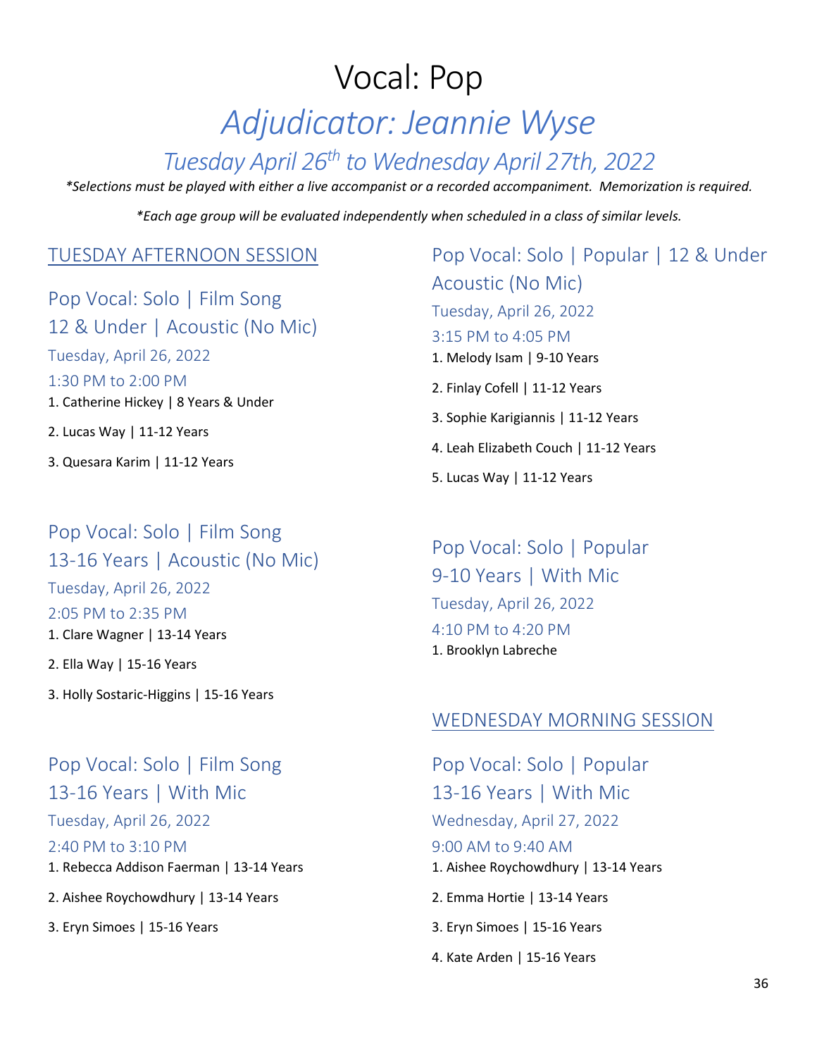# Vocal: Pop

## *Adjudicator: Jeannie Wyse*

### *Tuesday April 26th to Wednesday April 27th, 2022*

*\*Selections must be played with either a live accompanist or a recorded accompaniment. Memorization is required.*

*\*Each age group will be evaluated independently when scheduled in a class of similar levels.*

## TUESDAY AFTERNOON SESSION

### Pop Vocal: Solo | Film Song 12 & Under | Acoustic (No Mic)

Tuesday, April 26, 2022
1:30 PM to 2:00 PM

1. Catherine Hickey | 8 Years & Under
2. Lucas Way | 11-12 Years
3. Quesara Karim | 11-12 Years

### Pop Vocal: Solo | Film Song 13-16 Years | Acoustic (No Mic)

Tuesday, April 26, 2022
2:05 PM to 2:35 PM

1. Clare Wagner | 13-14 Years
2. Ella Way | 15-16 Years
3. Holly Sostaric-Higgins | 15-16 Years

### Pop Vocal: Solo | Film Song 13-16 Years | With Mic

Tuesday, April 26, 2022
2:40 PM to 3:10 PM

1. Rebecca Addison Faerman | 13-14 Years
2. Aishee Roychowdhury | 13-14 Years
3. Eryn Simoes | 15-16 Years

### Pop Vocal: Solo | Popular | 12 & Under Acoustic (No Mic)

Tuesday, April 26, 2022
3:15 PM to 4:05 PM

1. Melody Isam | 9-10 Years
2. Finlay Cofell | 11-12 Years
3. Sophie Karigiannis | 11-12 Years
4. Leah Elizabeth Couch | 11-12 Years
5. Lucas Way | 11-12 Years

### Pop Vocal: Solo | Popular 9-10 Years | With Mic

Tuesday, April 26, 2022
4:10 PM to 4:20 PM

1. Brooklyn Labreche

## WEDNESDAY MORNING SESSION

### Pop Vocal: Solo | Popular 13-16 Years | With Mic

Wednesday, April 27, 2022
9:00 AM to 9:40 AM

1. Aishee Roychowdhury | 13-14 Years
2. Emma Hortie | 13-14 Years
3. Eryn Simoes | 15-16 Years
4. Kate Arden | 15-16 Years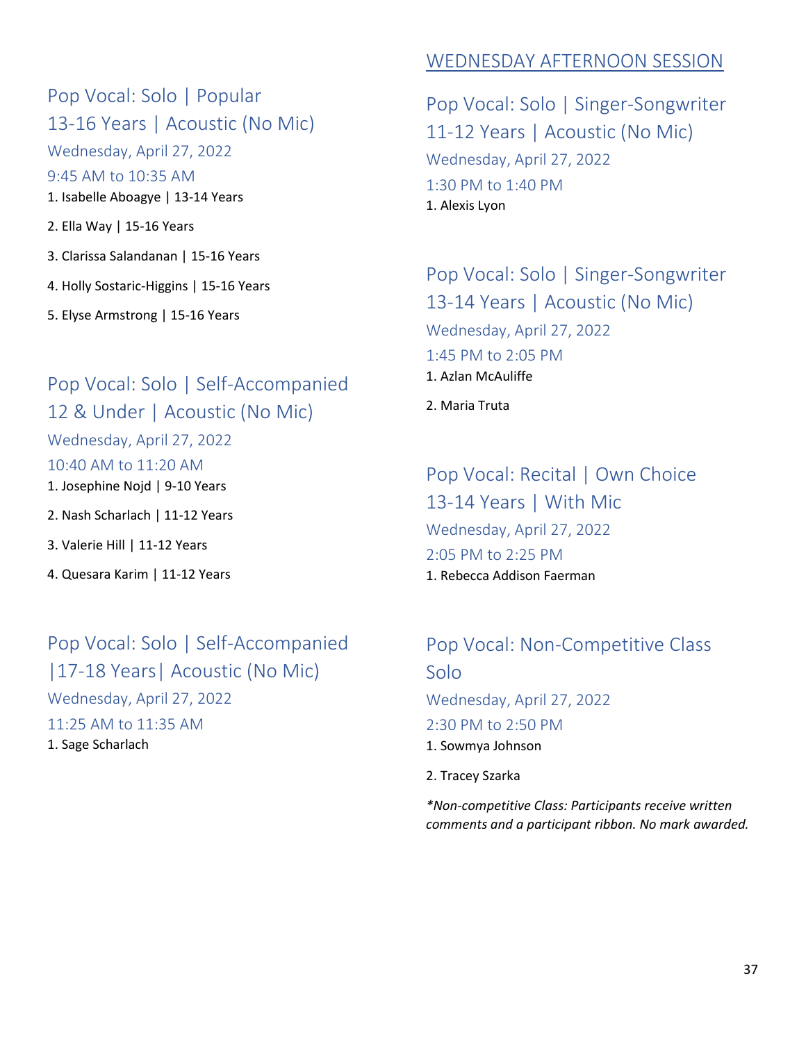## Pop Vocal: Solo | Popular 13-16 Years | Acoustic (No Mic)

Wednesday, April 27, 2022

9:45 AM to 10:35 AM

1. Isabelle Aboagye | 13-14 Years
2. Ella Way | 15-16 Years
3. Clarissa Salandanan | 15-16 Years
4. Holly Sostaric-Higgins | 15-16 Years
5. Elyse Armstrong | 15-16 Years

## Pop Vocal: Solo | Self-Accompanied 12 & Under | Acoustic (No Mic)

Wednesday, April 27, 2022

10:40 AM to 11:20 AM

1. Josephine Nojd | 9-10 Years
2. Nash Scharlach | 11-12 Years
3. Valerie Hill | 11-12 Years
4. Quesara Karim | 11-12 Years

## Pop Vocal: Solo | Self-Accompanied |17-18 Years| Acoustic (No Mic)

Wednesday, April 27, 2022

11:25 AM to 11:35 AM

1. Sage Scharlach

# WEDNESDAY AFTERNOON SESSION

## Pop Vocal: Solo | Singer-Songwriter 11-12 Years | Acoustic (No Mic)

Wednesday, April 27, 2022

1:30 PM to 1:40 PM

1. Alexis Lyon

## Pop Vocal: Solo | Singer-Songwriter 13-14 Years | Acoustic (No Mic)

Wednesday, April 27, 2022

1:45 PM to 2:05 PM

1. Azlan McAuliffe
2. Maria Truta

## Pop Vocal: Recital | Own Choice 13-14 Years | With Mic

Wednesday, April 27, 2022

2:05 PM to 2:25 PM

1. Rebecca Addison Faerman

## Pop Vocal: Non-Competitive Class Solo

Wednesday, April 27, 2022

2:30 PM to 2:50 PM

1. Sowmya Johnson
2. Tracey Szarka

*\*Non-competitive Class: Participants receive written comments and a participant ribbon. No mark awarded.*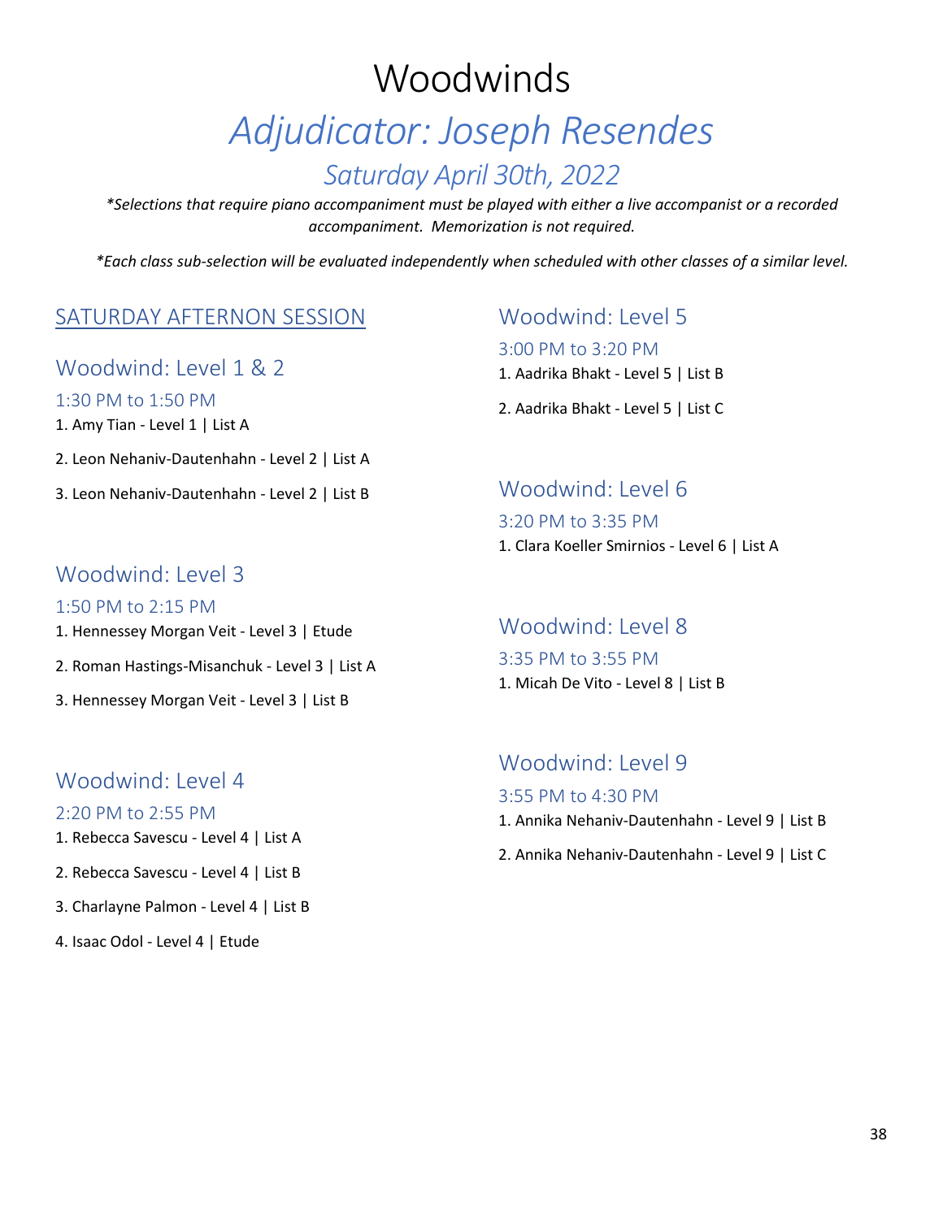# Woodwinds

## *Adjudicator: Joseph Resendes*

### *Saturday April 30th, 2022*

*\*Selections that require piano accompaniment must be played with either a live accompanist or a recorded accompaniment. Memorization is not required.*

*\*Each class sub-selection will be evaluated independently when scheduled with other classes of a similar level.*

## SATURDAY AFTERNON SESSION

### Woodwind: Level 1 & 2

1:30 PM to 1:50 PM

1. Amy Tian - Level 1 | List A
2. Leon Nehaniv-Dautenhahn - Level 2 | List A
3. Leon Nehaniv-Dautenhahn - Level 2 | List B

### Woodwind: Level 3

1:50 PM to 2:15 PM

1. Hennessey Morgan Veit - Level 3 | Etude
2. Roman Hastings-Misanchuk - Level 3 | List A
3. Hennessey Morgan Veit - Level 3 | List B

### Woodwind: Level 4

2:20 PM to 2:55 PM

1. Rebecca Savescu - Level 4 | List A
2. Rebecca Savescu - Level 4 | List B
3. Charlayne Palmon - Level 4 | List B
4. Isaac Odol - Level 4 | Etude

### Woodwind: Level 5

3:00 PM to 3:20 PM

1. Aadrika Bhakt - Level 5 | List B
2. Aadrika Bhakt - Level 5 | List C

### Woodwind: Level 6

3:20 PM to 3:35 PM

1. Clara Koeller Smirnios - Level 6 | List A

### Woodwind: Level 8

3:35 PM to 3:55 PM

1. Micah De Vito - Level 8 | List B

### Woodwind: Level 9

3:55 PM to 4:30 PM

1. Annika Nehaniv-Dautenhahn - Level 9 | List B
2. Annika Nehaniv-Dautenhahn - Level 9 | List C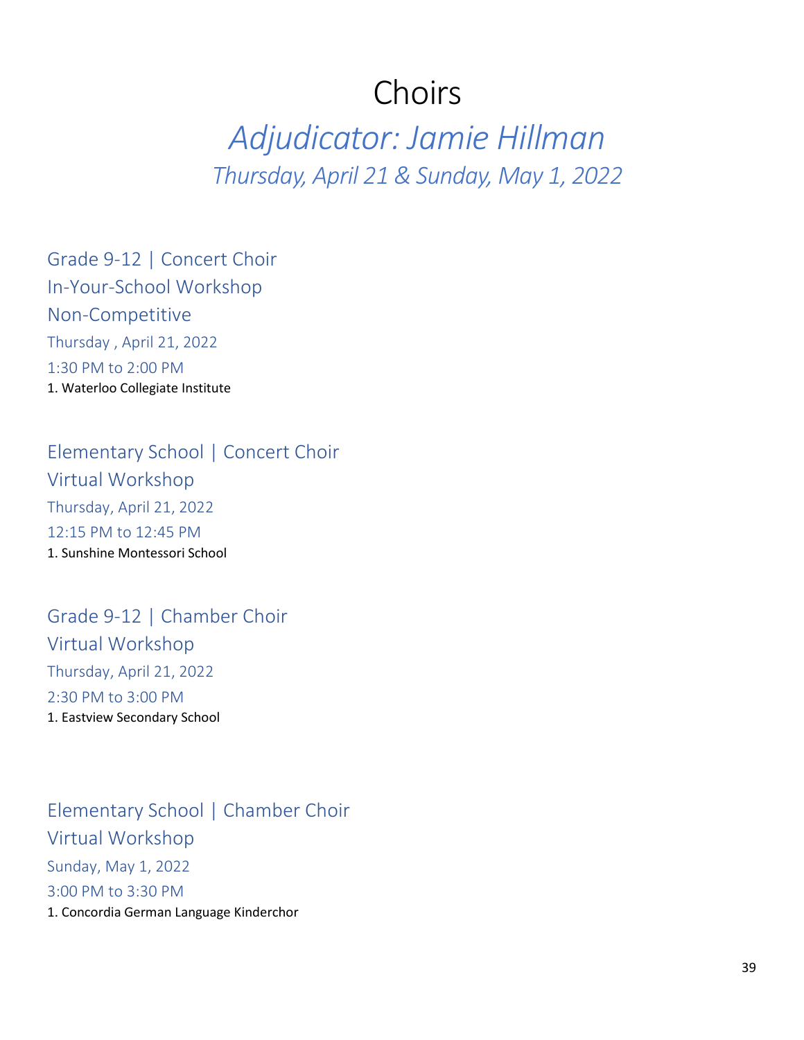# Choirs

## *Adjudicator: Jamie Hillman*

### *Thursday, April 21 & Sunday, May 1, 2022*

### Grade 9-12 | Concert Choir
### In-Your-School Workshop
### Non-Competitive

Thursday , April 21, 2022

1:30 PM to 2:00 PM

1. Waterloo Collegiate Institute

### Elementary School | Concert Choir
### Virtual Workshop

Thursday, April 21, 2022

12:15 PM to 12:45 PM

1. Sunshine Montessori School

### Grade 9-12 | Chamber Choir
### Virtual Workshop

Thursday, April 21, 2022

2:30 PM to 3:00 PM

1. Eastview Secondary School

### Elementary School | Chamber Choir
### Virtual Workshop

Sunday, May 1, 2022

3:00 PM to 3:30 PM

1. Concordia German Language Kinderchor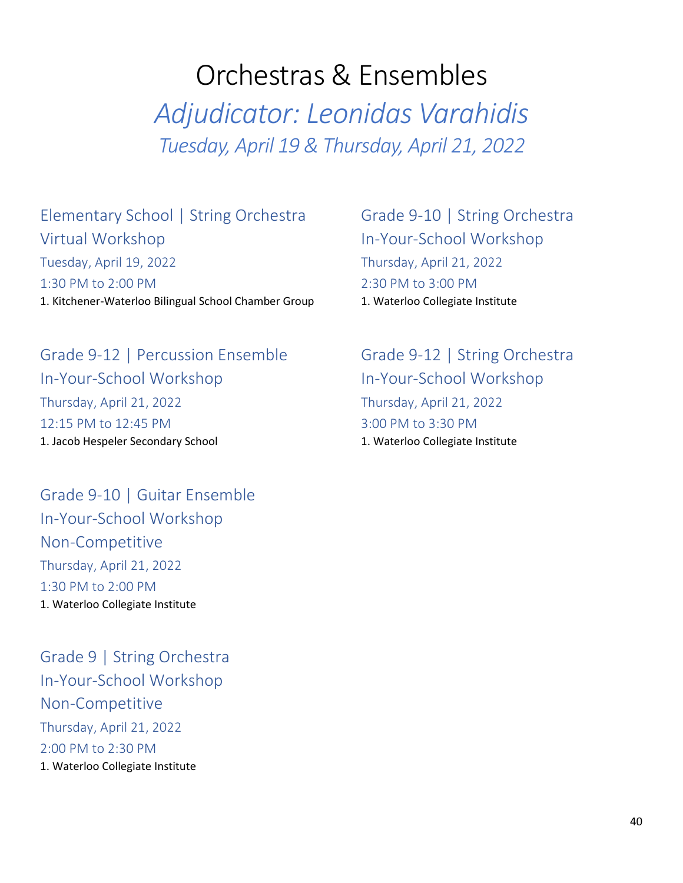# Orchestras & Ensembles

## *Adjudicator: Leonidas Varahidis*

### *Tuesday, April 19 & Thursday, April 21, 2022*

### Elementary School | String Orchestra Virtual Workshop

Tuesday, April 19, 2022

1:30 PM to 2:00 PM

1. Kitchener-Waterloo Bilingual School Chamber Group

### Grade 9-12 | Percussion Ensemble In-Your-School Workshop

Thursday, April 21, 2022

12:15 PM to 12:45 PM

1. Jacob Hespeler Secondary School

### Grade 9-10 | Guitar Ensemble In-Your-School Workshop Non-Competitive

Thursday, April 21, 2022

1:30 PM to 2:00 PM

1. Waterloo Collegiate Institute

### Grade 9 | String Orchestra In-Your-School Workshop Non-Competitive

Thursday, April 21, 2022

2:00 PM to 2:30 PM

1. Waterloo Collegiate Institute

### Grade 9-10 | String Orchestra In-Your-School Workshop

Thursday, April 21, 2022

2:30 PM to 3:00 PM

1. Waterloo Collegiate Institute

### Grade 9-12 | String Orchestra In-Your-School Workshop

Thursday, April 21, 2022

3:00 PM to 3:30 PM

1. Waterloo Collegiate Institute